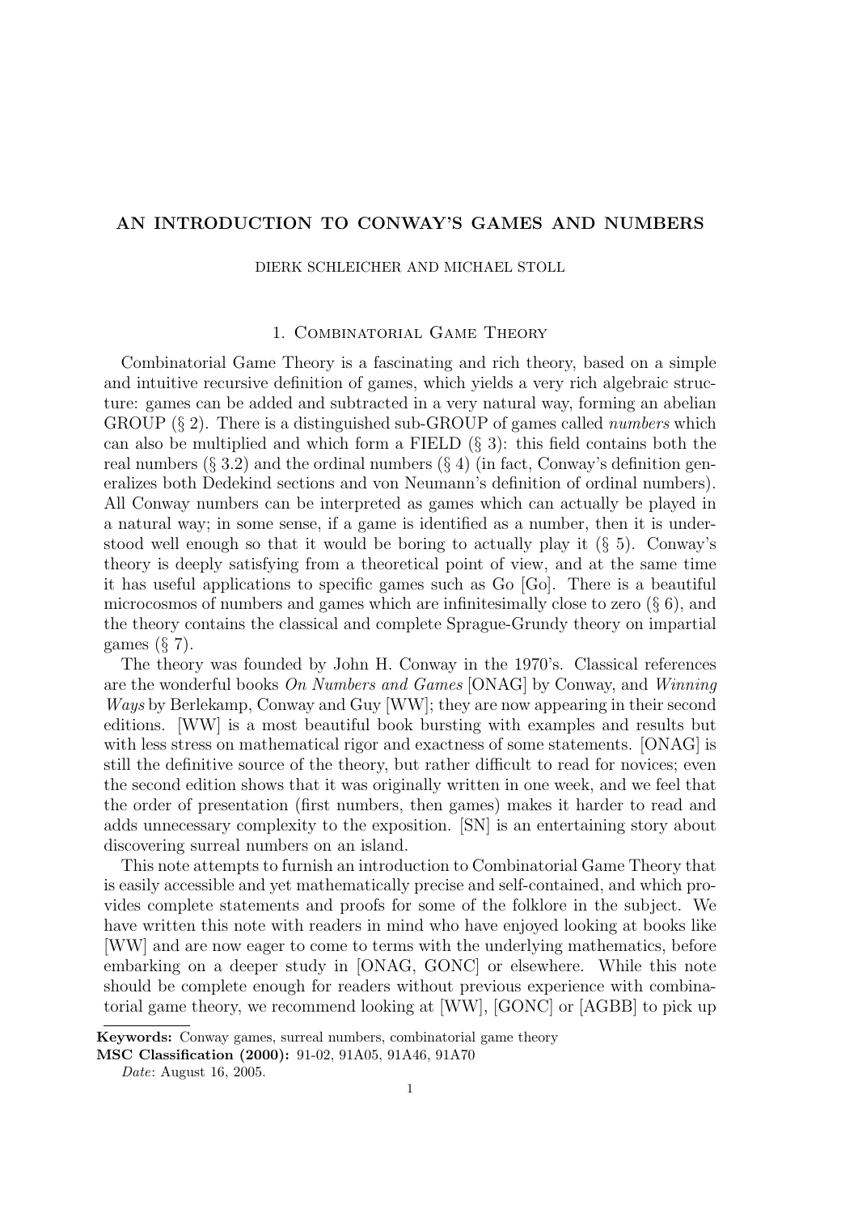# AN INTRODUCTION TO CONWAY'S GAMES AND NUMBERS

DIERK SCHLEICHER AND MICHAEL STOLL

## 1. Combinatorial Game Theory

Combinatorial Game Theory is a fascinating and rich theory, based on a simple and intuitive recursive definition of games, which yields a very rich algebraic structure: games can be added and subtracted in a very natural way, forming an abelian GROUP (§ 2). There is a distinguished sub-GROUP of games called *numbers* which can also be multiplied and which form a FIELD (§ 3): this field contains both the real numbers (§ 3.2) and the ordinal numbers (§ 4) (in fact, Conway's definition generalizes both Dedekind sections and von Neumann's definition of ordinal numbers). All Conway numbers can be interpreted as games which can actually be played in a natural way; in some sense, if a game is identified as a number, then it is understood well enough so that it would be boring to actually play it (§ 5). Conway's theory is deeply satisfying from a theoretical point of view, and at the same time it has useful applications to specific games such as Go [Go]. There is a beautiful microcosmos of numbers and games which are infinitesimally close to zero (§ 6), and the theory contains the classical and complete Sprague-Grundy theory on impartial games (§ 7).

The theory was founded by John H. Conway in the 1970's. Classical references are the wonderful books *On Numbers and Games* [ONAG] by Conway, and *Winning Ways* by Berlekamp, Conway and Guy [WW]; they are now appearing in their second editions. [WW] is a most beautiful book bursting with examples and results but with less stress on mathematical rigor and exactness of some statements. [ONAG] is still the definitive source of the theory, but rather difficult to read for novices; even the second edition shows that it was originally written in one week, and we feel that the order of presentation (first numbers, then games) makes it harder to read and adds unnecessary complexity to the exposition. [SN] is an entertaining story about discovering surreal numbers on an island.

This note attempts to furnish an introduction to Combinatorial Game Theory that is easily accessible and yet mathematically precise and self-contained, and which provides complete statements and proofs for some of the folklore in the subject. We have written this note with readers in mind who have enjoyed looking at books like [WW] and are now eager to come to terms with the underlying mathematics, before embarking on a deeper study in [ONAG, GONC] or elsewhere. While this note should be complete enough for readers without previous experience with combinatorial game theory, we recommend looking at [WW], [GONC] or [AGBB] to pick up

---

**Keywords:** Conway games, surreal numbers, combinatorial game theory

**MSC Classification (2000):** 91-02, 91A05, 91A46, 91A70

*Date*: August 16, 2005.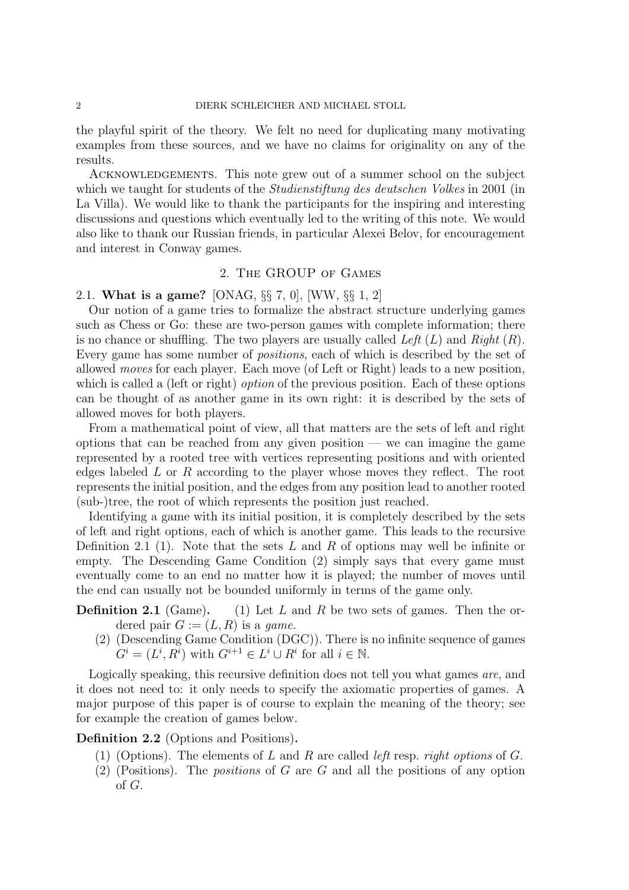the playful spirit of the theory. We felt no need for duplicating many motivating examples from these sources, and we have no claims for originality on any of the results.

Acknowledgements. This note grew out of a summer school on the subject which we taught for students of the *Studienstiftung des deutschen Volkes* in 2001 (in La Villa). We would like to thank the participants for the inspiring and interesting discussions and questions which eventually led to the writing of this note. We would also like to thank our Russian friends, in particular Alexei Belov, for encouragement and interest in Conway games.

## 2. The GROUP of Games

### 2.1. What is a game? [ONAG, §§ 7, 0], [WW, §§ 1, 2]

Our notion of a game tries to formalize the abstract structure underlying games such as Chess or Go: these are two-person games with complete information; there is no chance or shuffling. The two players are usually called *Left* ($L$) and *Right* ($R$). Every game has some number of *positions*, each of which is described by the set of allowed *moves* for each player. Each move (of Left or Right) leads to a new position, which is called a (left or right) *option* of the previous position. Each of these options can be thought of as another game in its own right: it is described by the sets of allowed moves for both players.

From a mathematical point of view, all that matters are the sets of left and right options that can be reached from any given position — we can imagine the game represented by a rooted tree with vertices representing positions and with oriented edges labeled $L$ or $R$ according to the player whose moves they reflect. The root represents the initial position, and the edges from any position lead to another rooted (sub-)tree, the root of which represents the position just reached.

Identifying a game with its initial position, it is completely described by the sets of left and right options, each of which is another game. This leads to the recursive Definition 2.1 (1). Note that the sets $L$ and $R$ of options may well be infinite or empty. The Descending Game Condition (2) simply says that every game must eventually come to an end no matter how it is played; the number of moves until the end can usually not be bounded uniformly in terms of the game only.

**Definition 2.1** (Game).

1. Let $L$ and $R$ be two sets of games. Then the ordered pair $G := (L, R)$ is a *game*.
2. (Descending Game Condition (DGC)). There is no infinite sequence of games $G^i = (L^i, R^i)$ with $G^{i+1} \in L^i \cup R^i$ for all $i \in \mathbb{N}$.

Logically speaking, this recursive definition does not tell you what games *are*, and it does not need to: it only needs to specify the axiomatic properties of games. A major purpose of this paper is of course to explain the meaning of the theory; see for example the creation of games below.

**Definition 2.2** (Options and Positions).

1. (Options). The elements of $L$ and $R$ are called *left* resp. *right options* of $G$.
2. (Positions). The *positions* of $G$ are $G$ and all the positions of any option of $G$.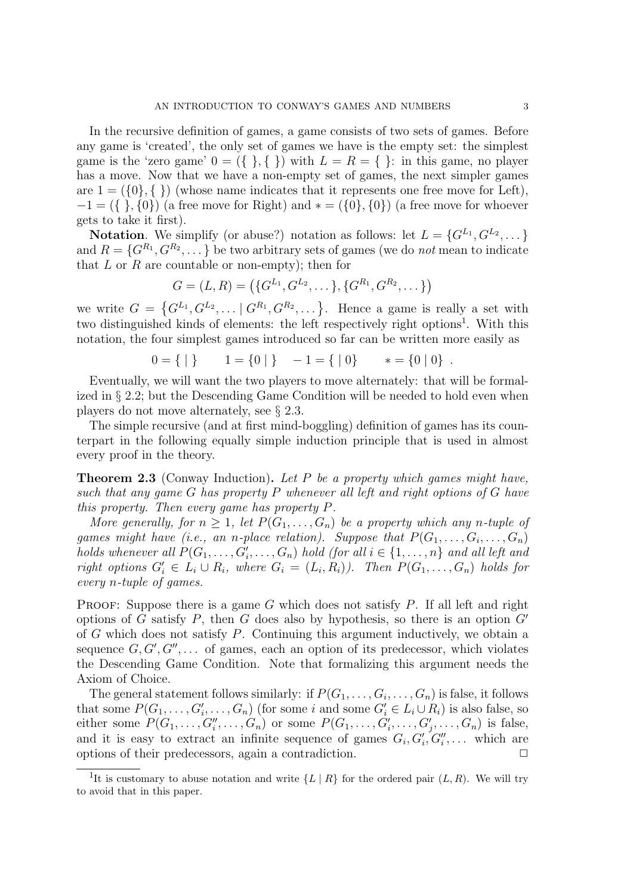In the recursive definition of games, a game consists of two sets of games. Before any game is 'created', the only set of games we have is the empty set: the simplest game is the 'zero game' $0 = (\{\ \}, \{\ \})$ with $L = R = \{\ \}$: in this game, no player has a move. Now that we have a non-empty set of games, the next simpler games are $1 = (\{0\}, \{\ \})$ (whose name indicates that it represents one free move for Left), $-1 = (\{\ \}, \{0\})$ (a free move for Right) and $* = (\{0\}, \{0\})$ (a free move for whoever gets to take it first).

**Notation**. We simplify (or abuse?) notation as follows: let $L = \{G^{L_1}, G^{L_2}, \dots\}$ and $R = \{G^{R_1}, G^{R_2}, \dots\}$ be two arbitrary sets of games (we do *not* mean to indicate that $L$ or $R$ are countable or non-empty); then for

$$G = (L, R) = \big(\{G^{L_1}, G^{L_2}, \dots\}, \{G^{R_1}, G^{R_2}, \dots\}\big)$$

we write $G = \big\{G^{L_1}, G^{L_2}, \dots \mid G^{R_1}, G^{R_2}, \dots\big\}$. Hence a game is really a set with two distinguished kinds of elements: the left respectively right options[1]. With this notation, the four simplest games introduced so far can be written more easily as

$$0 = \{\ \mid\ \} \qquad 1 = \{0 \mid\ \} \quad -1 = \{\ \mid 0\} \qquad * = \{0 \mid 0\}\ .$$

Eventually, we will want the two players to move alternately: that will be formalized in § 2.2; but the Descending Game Condition will be needed to hold even when players do not move alternately, see § 2.3.

The simple recursive (and at first mind-boggling) definition of games has its counterpart in the following equally simple induction principle that is used in almost every proof in the theory.

**Theorem 2.3** (Conway Induction)**.** *Let $P$ be a property which games might have, such that any game $G$ has property $P$ whenever all left and right options of $G$ have this property. Then every game has property $P$.*

*More generally, for $n \geq 1$, let $P(G_1, \dots, G_n)$ be a property which any $n$-tuple of games might have (i.e., an $n$-place relation). Suppose that $P(G_1, \dots, G_i, \dots, G_n)$ holds whenever all $P(G_1, \dots, G_i', \dots, G_n)$ hold (for all $i \in \{1, \dots, n\}$ and all left and right options $G_i' \in L_i \cup R_i$, where $G_i = (L_i, R_i)$). Then $P(G_1, \dots, G_n)$ holds for every $n$-tuple of games.*

Proof: Suppose there is a game $G$ which does not satisfy $P$. If all left and right options of $G$ satisfy $P$, then $G$ does also by hypothesis, so there is an option $G'$ of $G$ which does not satisfy $P$. Continuing this argument inductively, we obtain a sequence $G, G', G'', \dots$ of games, each an option of its predecessor, which violates the Descending Game Condition. Note that formalizing this argument needs the Axiom of Choice.

The general statement follows similarly: if $P(G_1, \dots, G_i, \dots, G_n)$ is false, it follows that some $P(G_1, \dots, G_i', \dots, G_n)$ (for some $i$ and some $G_i' \in L_i \cup R_i$) is also false, so either some $P(G_1, \dots, G_i'', \dots, G_n)$ or some $P(G_1, \dots, G_i', \dots, G_j', \dots, G_n)$ is false, and it is easy to extract an infinite sequence of games $G_i, G_i', G_i'', \dots$ which are options of their predecessors, again a contradiction. □

[1] It is customary to abuse notation and write $\{L \mid R\}$ for the ordered pair $(L, R)$. We will try to avoid that in this paper.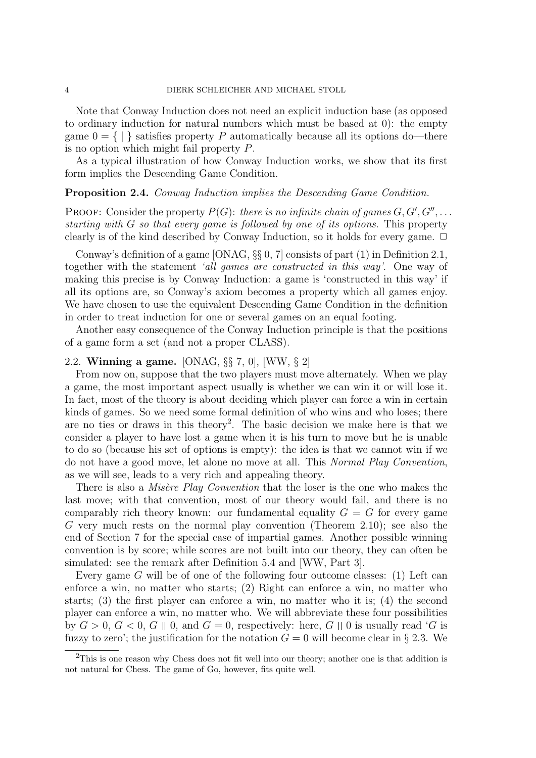Note that Conway Induction does not need an explicit induction base (as opposed to ordinary induction for natural numbers which must be based at 0): the empty game $0 = \{ \mid \}$ satisfies property $P$ automatically because all its options do—there is no option which might fail property $P$.

As a typical illustration of how Conway Induction works, we show that its first form implies the Descending Game Condition.

**Proposition 2.4.** *Conway Induction implies the Descending Game Condition.*

PROOF: Consider the property $P(G)$: *there is no infinite chain of games $G, G', G'', \ldots$ starting with $G$ so that every game is followed by one of its options.* This property clearly is of the kind described by Conway Induction, so it holds for every game. □

Conway's definition of a game [ONAG, §§ 0, 7] consists of part (1) in Definition 2.1, together with the statement *'all games are constructed in this way'*. One way of making this precise is by Conway Induction: a game is 'constructed in this way' if all its options are, so Conway's axiom becomes a property which all games enjoy. We have chosen to use the equivalent Descending Game Condition in the definition in order to treat induction for one or several games on an equal footing.

Another easy consequence of the Conway Induction principle is that the positions of a game form a set (and not a proper CLASS).

### 2.2. Winning a game. [ONAG, §§ 7, 0], [WW, § 2]

From now on, suppose that the two players must move alternately. When we play a game, the most important aspect usually is whether we can win it or will lose it. In fact, most of the theory is about deciding which player can force a win in certain kinds of games. So we need some formal definition of who wins and who loses; there are no ties or draws in this theory[2]. The basic decision we make here is that we consider a player to have lost a game when it is his turn to move but he is unable to do so (because his set of options is empty): the idea is that we cannot win if we do not have a good move, let alone no move at all. This *Normal Play Convention*, as we will see, leads to a very rich and appealing theory.

There is also a *Misère Play Convention* that the loser is the one who makes the last move; with that convention, most of our theory would fail, and there is no comparably rich theory known: our fundamental equality $G = G$ for every game $G$ very much rests on the normal play convention (Theorem 2.10); see also the end of Section 7 for the special case of impartial games. Another possible winning convention is by score; while scores are not built into our theory, they can often be simulated: see the remark after Definition 5.4 and [WW, Part 3].

Every game $G$ will be of one of the following four outcome classes: (1) Left can enforce a win, no matter who starts; (2) Right can enforce a win, no matter who starts; (3) the first player can enforce a win, no matter who it is; (4) the second player can enforce a win, no matter who. We will abbreviate these four possibilities by $G > 0$, $G < 0$, $G \parallel 0$, and $G = 0$, respectively: here, $G \parallel 0$ is usually read '$G$ is fuzzy to zero'; the justification for the notation $G = 0$ will become clear in § 2.3. We

[2]This is one reason why Chess does not fit well into our theory; another one is that addition is not natural for Chess. The game of Go, however, fits quite well.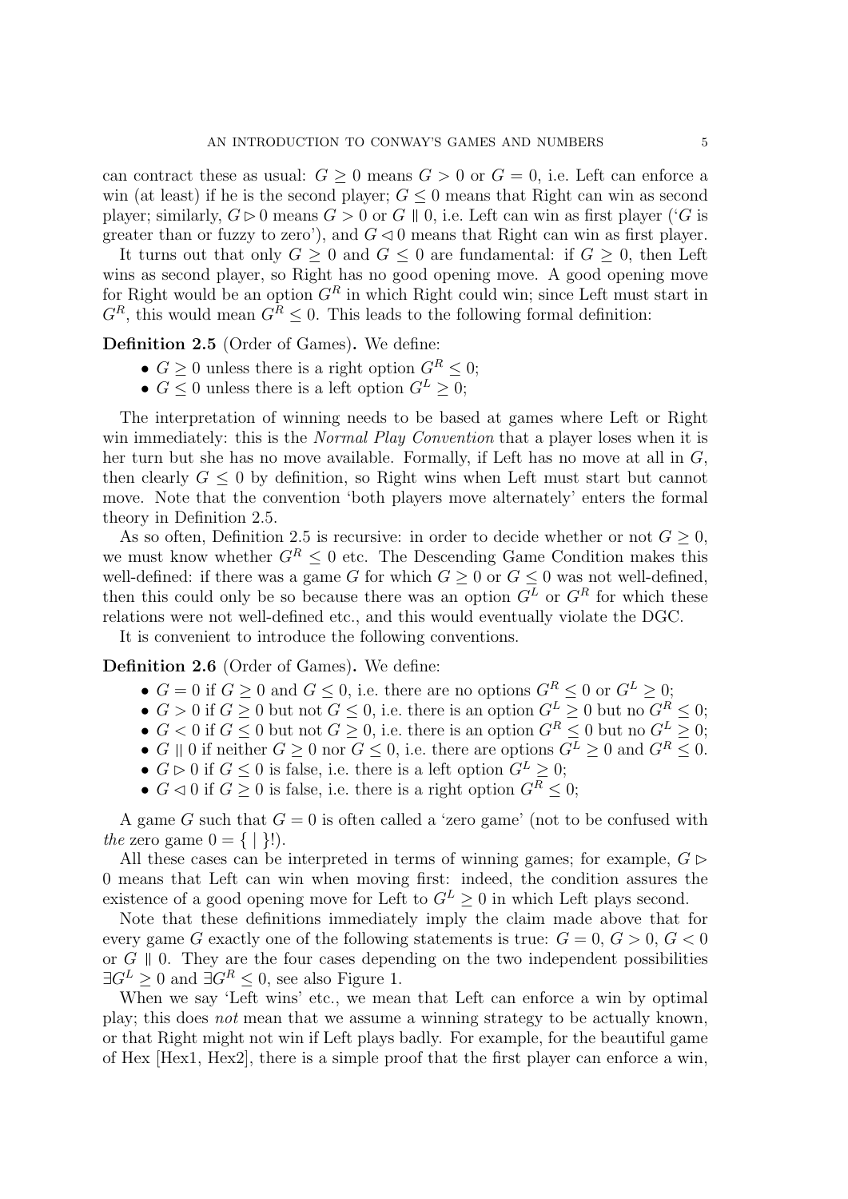can contract these as usual: $G \geq 0$ means $G > 0$ or $G = 0$, i.e. Left can enforce a win (at least) if he is the second player; $G \leq 0$ means that Right can win as second player; similarly, $G \rhd 0$ means $G > 0$ or $G \parallel 0$, i.e. Left can win as first player ('$G$ is greater than or fuzzy to zero'), and $G \lhd 0$ means that Right can win as first player.

It turns out that only $G \geq 0$ and $G \leq 0$ are fundamental: if $G \geq 0$, then Left wins as second player, so Right has no good opening move. A good opening move for Right would be an option $G^R$ in which Right could win; since Left must start in $G^R$, this would mean $G^R \leq 0$. This leads to the following formal definition:

**Definition 2.5** (Order of Games)**.** We define:

- $G \geq 0$ unless there is a right option $G^R \leq 0$;
- $G \leq 0$ unless there is a left option $G^L \geq 0$;

The interpretation of winning needs to be based at games where Left or Right win immediately: this is the *Normal Play Convention* that a player loses when it is her turn but she has no move available. Formally, if Left has no move at all in $G$, then clearly $G \leq 0$ by definition, so Right wins when Left must start but cannot move. Note that the convention 'both players move alternately' enters the formal theory in Definition 2.5.

As so often, Definition 2.5 is recursive: in order to decide whether or not $G \geq 0$, we must know whether $G^R \leq 0$ etc. The Descending Game Condition makes this well-defined: if there was a game $G$ for which $G \geq 0$ or $G \leq 0$ was not well-defined, then this could only be so because there was an option $G^L$ or $G^R$ for which these relations were not well-defined etc., and this would eventually violate the DGC.

It is convenient to introduce the following conventions.

**Definition 2.6** (Order of Games)**.** We define:

- $G = 0$ if $G \geq 0$ and $G \leq 0$, i.e. there are no options $G^R \leq 0$ or $G^L \geq 0$;
- $G > 0$ if $G \geq 0$ but not $G \leq 0$, i.e. there is an option $G^L \geq 0$ but no $G^R \leq 0$;
- $G < 0$ if $G \leq 0$ but not $G \geq 0$, i.e. there is an option $G^R \leq 0$ but no $G^L \geq 0$;
- $G \parallel 0$ if neither $G \geq 0$ nor $G \leq 0$, i.e. there are options $G^L \geq 0$ and $G^R \leq 0$.
- $G \rhd 0$ if $G \leq 0$ is false, i.e. there is a left option $G^L \geq 0$;
- $G \lhd 0$ if $G \geq 0$ is false, i.e. there is a right option $G^R \leq 0$;

A game $G$ such that $G = 0$ is often called a 'zero game' (not to be confused with *the* zero game $0 = \{ \mid \}$!).

All these cases can be interpreted in terms of winning games; for example, $G \rhd 0$ means that Left can win when moving first: indeed, the condition assures the existence of a good opening move for Left to $G^L \geq 0$ in which Left plays second.

Note that these definitions immediately imply the claim made above that for every game $G$ exactly one of the following statements is true: $G = 0$, $G > 0$, $G < 0$ or $G \parallel 0$. They are the four cases depending on the two independent possibilities $\exists G^L \geq 0$ and $\exists G^R \leq 0$, see also Figure 1.

When we say 'Left wins' etc., we mean that Left can enforce a win by optimal play; this does *not* mean that we assume a winning strategy to be actually known, or that Right might not win if Left plays badly. For example, for the beautiful game of Hex [Hex1, Hex2], there is a simple proof that the first player can enforce a win,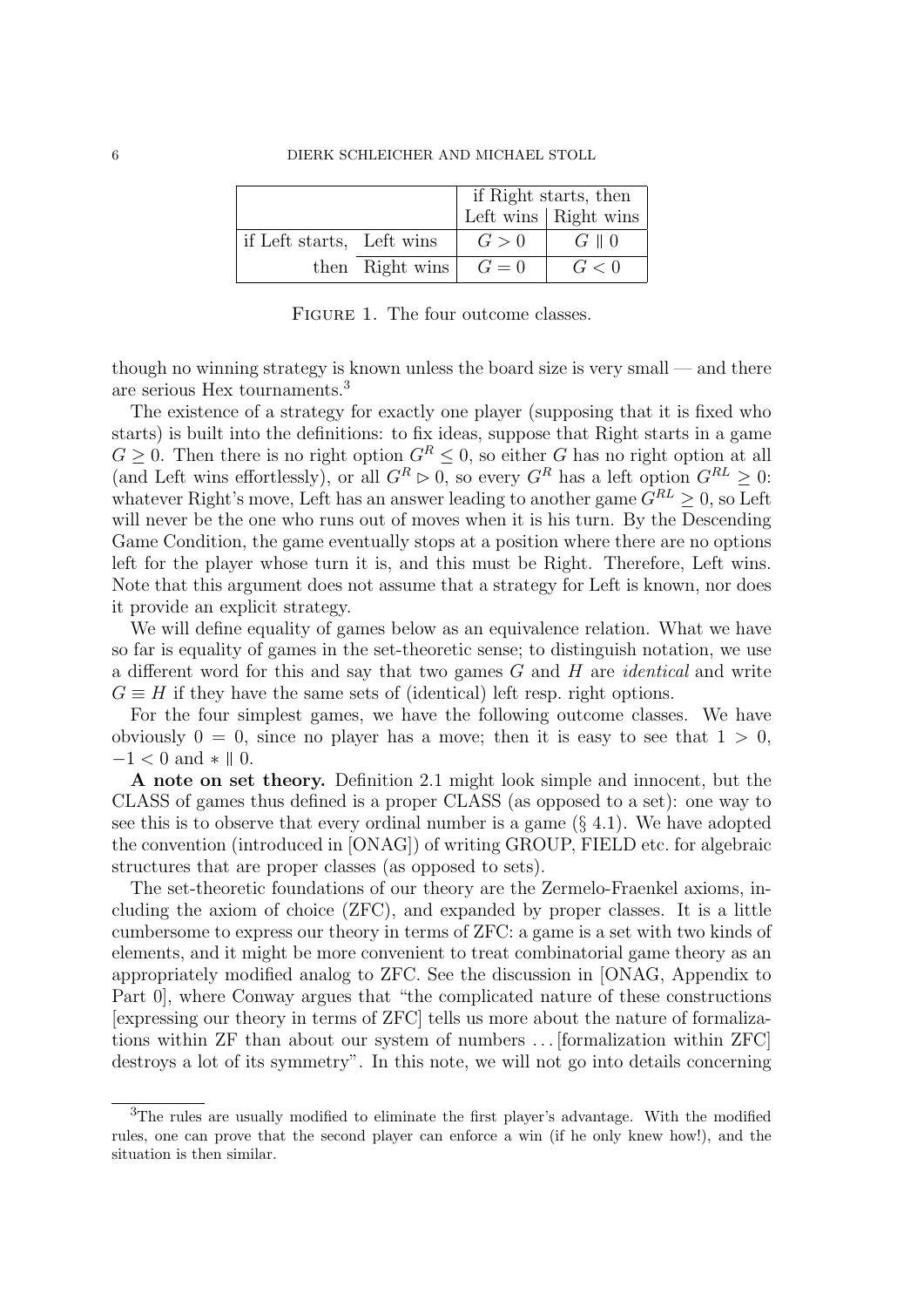| | | if Right starts, then | |
|---|---|---|---|
| | | Left wins | Right wins |
| if Left starts, | Left wins | $G > 0$ | $G \parallel 0$ |
| then | Right wins | $G = 0$ | $G < 0$ |

Figure 1. The four outcome classes.

though no winning strategy is known unless the board size is very small — and there are serious Hex tournaments.[3]

The existence of a strategy for exactly one player (supposing that it is fixed who starts) is built into the definitions: to fix ideas, suppose that Right starts in a game $G \geq 0$. Then there is no right option $G^R \leq 0$, so either $G$ has no right option at all (and Left wins effortlessly), or all $G^R \rhd 0$, so every $G^R$ has a left option $G^{RL} \geq 0$: whatever Right's move, Left has an answer leading to another game $G^{RL} \geq 0$, so Left will never be the one who runs out of moves when it is his turn. By the Descending Game Condition, the game eventually stops at a position where there are no options left for the player whose turn it is, and this must be Right. Therefore, Left wins. Note that this argument does not assume that a strategy for Left is known, nor does it provide an explicit strategy.

We will define equality of games below as an equivalence relation. What we have so far is equality of games in the set-theoretic sense; to distinguish notation, we use a different word for this and say that two games $G$ and $H$ are *identical* and write $G \equiv H$ if they have the same sets of (identical) left resp. right options.

For the four simplest games, we have the following outcome classes. We have obviously $0 = 0$, since no player has a move; then it is easy to see that $1 > 0$, $-1 < 0$ and $* \parallel 0$.

**A note on set theory.** Definition 2.1 might look simple and innocent, but the CLASS of games thus defined is a proper CLASS (as opposed to a set): one way to see this is to observe that every ordinal number is a game (§ 4.1). We have adopted the convention (introduced in [ONAG]) of writing GROUP, FIELD etc. for algebraic structures that are proper classes (as opposed to sets).

The set-theoretic foundations of our theory are the Zermelo-Fraenkel axioms, including the axiom of choice (ZFC), and expanded by proper classes. It is a little cumbersome to express our theory in terms of ZFC: a game is a set with two kinds of elements, and it might be more convenient to treat combinatorial game theory as an appropriately modified analog to ZFC. See the discussion in [ONAG, Appendix to Part 0], where Conway argues that "the complicated nature of these constructions [expressing our theory in terms of ZFC] tells us more about the nature of formalizations within ZF than about our system of numbers ... [formalization within ZFC] destroys a lot of its symmetry". In this note, we will not go into details concerning

[3]The rules are usually modified to eliminate the first player's advantage. With the modified rules, one can prove that the second player can enforce a win (if he only knew how!), and the situation is then similar.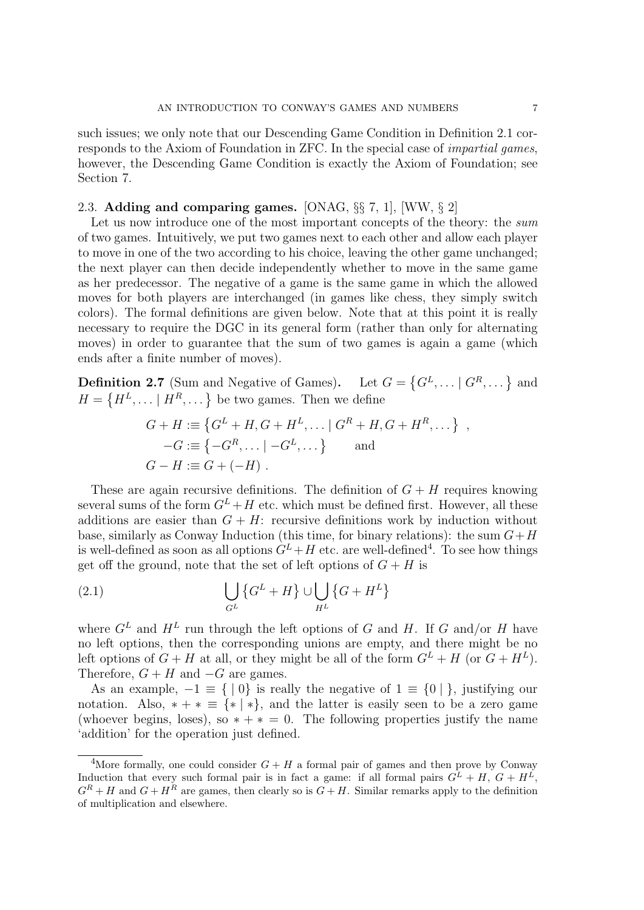such issues; we only note that our Descending Game Condition in Definition 2.1 corresponds to the Axiom of Foundation in ZFC. In the special case of *impartial games*, however, the Descending Game Condition is exactly the Axiom of Foundation; see Section 7.

### 2.3. Adding and comparing games. [ONAG, §§ 7, 1], [WW, § 2]

Let us now introduce one of the most important concepts of the theory: the *sum* of two games. Intuitively, we put two games next to each other and allow each player to move in one of the two according to his choice, leaving the other game unchanged; the next player can then decide independently whether to move in the same game as her predecessor. The negative of a game is the same game in which the allowed moves for both players are interchanged (in games like chess, they simply switch colors). The formal definitions are given below. Note that at this point it is really necessary to require the DGC in its general form (rather than only for alternating moves) in order to guarantee that the sum of two games is again a game (which ends after a finite number of moves).

**Definition 2.7** (Sum and Negative of Games). Let $G = \{G^L, \dots \mid G^R, \dots\}$ and $H = \{H^L, \dots \mid H^R, \dots\}$ be two games. Then we define

$$
\begin{aligned}
G + H &:\equiv \{G^L + H, G + H^L, \dots \mid G^R + H, G + H^R, \dots\} \ , \\
-G &:\equiv \{-G^R, \dots \mid -G^L, \dots\} \qquad \text{and} \\
G - H &:\equiv G + (-H) \ .
\end{aligned}
$$

These are again recursive definitions. The definition of $G + H$ requires knowing several sums of the form $G^L + H$ etc. which must be defined first. However, all these additions are easier than $G + H$: recursive definitions work by induction without base, similarly as Conway Induction (this time, for binary relations): the sum $G + H$ is well-defined as soon as all options $G^L + H$ etc. are well-defined[4]. To see how things get off the ground, note that the set of left options of $G + H$ is

$$
\bigcup_{G^L} \{G^L + H\} \cup \bigcup_{H^L} \{G + H^L\} \tag{2.1}
$$

where $G^L$ and $H^L$ run through the left options of $G$ and $H$. If $G$ and/or $H$ have no left options, then the corresponding unions are empty, and there might be no left options of $G + H$ at all, or they might be all of the form $G^L + H$ (or $G + H^L$). Therefore, $G + H$ and $-G$ are games.

As an example, $-1 \equiv \{ \mid 0\}$ is really the negative of $1 \equiv \{0 \mid \}$, justifying our notation. Also, $* + * \equiv \{* \mid *\}$, and the latter is easily seen to be a zero game (whoever begins, loses), so $* + * = 0$. The following properties justify the name 'addition' for the operation just defined.

[4] More formally, one could consider $G + H$ a formal pair of games and then prove by Conway Induction that every such formal pair is in fact a game: if all formal pairs $G^L + H$, $G + H^L$, $G^R + H$ and $G + H^R$ are games, then clearly so is $G + H$. Similar remarks apply to the definition of multiplication and elsewhere.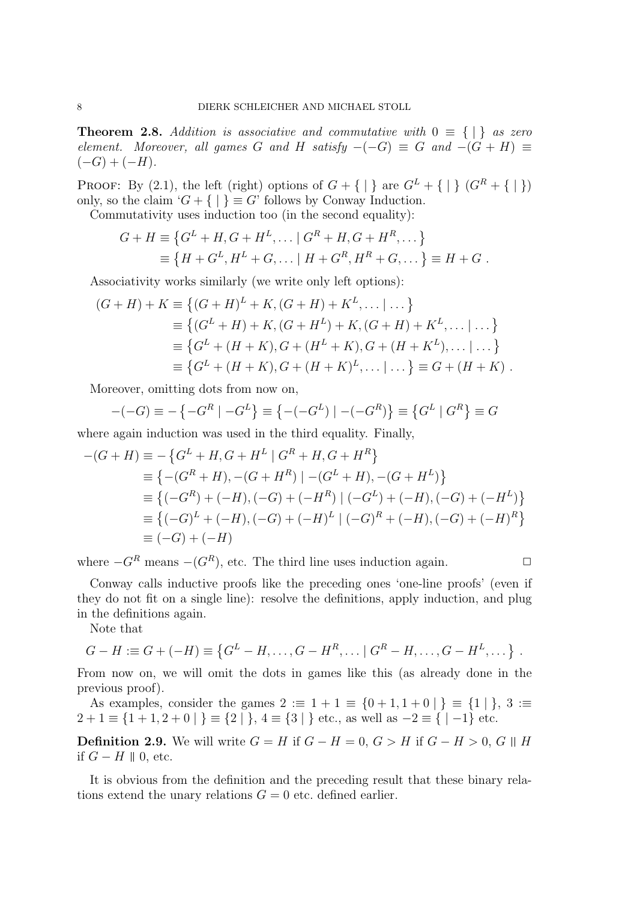**Theorem 2.8.** *Addition is associative and commutative with $0 \equiv \{\,|\,\}$ as zero element. Moreover, all games $G$ and $H$ satisfy $-(-G) \equiv G$ and $-(G+H) \equiv (-G)+(-H)$.*

Proof: By (2.1), the left (right) options of $G + \{\,|\,\}$ are $G^L + \{\,|\,\}$ ($G^R + \{\,|\,\}$) only, so the claim '$G + \{\,|\,\} \equiv G$' follows by Conway Induction.

Commutativity uses induction too (in the second equality):

$$
\begin{aligned}
G + H &\equiv \left\{G^L + H, G + H^L, \dots \mid G^R + H, G + H^R, \dots\right\} \\
&\equiv \left\{H + G^L, H^L + G, \dots \mid H + G^R, H^R + G, \dots\right\} \equiv H + G\ .
\end{aligned}
$$

Associativity works similarly (we write only left options):

$$
\begin{aligned}
(G + H) + K &\equiv \left\{(G+H)^L + K, (G+H) + K^L, \dots \mid \dots\right\} \\
&\equiv \left\{(G^L + H) + K, (G + H^L) + K, (G+H) + K^L, \dots \mid \dots\right\} \\
&\equiv \left\{G^L + (H + K), G + (H^L + K), G + (H + K^L), \dots \mid \dots\right\} \\
&\equiv \left\{G^L + (H + K), G + (H+K)^L, \dots \mid \dots\right\} \equiv G + (H + K)\ .
\end{aligned}
$$

Moreover, omitting dots from now on,

$$
-(-G) \equiv -\left\{-G^R \mid -G^L\right\} \equiv \left\{-(-G^L) \mid -(-G^R)\right\} \equiv \left\{G^L \mid G^R\right\} \equiv G
$$

where again induction was used in the third equality. Finally,

$$
\begin{aligned}
-(G + H) &\equiv -\left\{G^L + H, G + H^L \mid G^R + H, G + H^R\right\} \\
&\equiv \left\{-(G^R + H), -(G + H^R) \mid -(G^L + H), -(G + H^L)\right\} \\
&\equiv \left\{(-G^R) + (-H), (-G) + (-H^R) \mid (-G^L) + (-H), (-G) + (-H^L)\right\} \\
&\equiv \left\{(-G)^L + (-H), (-G) + (-H)^L \mid (-G)^R + (-H), (-G) + (-H)^R\right\} \\
&\equiv (-G) + (-H)
\end{aligned}
$$

where $-G^R$ means $-(G^R)$, etc. The third line uses induction again. □

Conway calls inductive proofs like the preceding ones 'one-line proofs' (even if they do not fit on a single line): resolve the definitions, apply induction, and plug in the definitions again.

Note that

$$
G - H :\equiv G + (-H) \equiv \left\{G^L - H, \dots, G - H^R, \dots \mid G^R - H, \dots, G - H^L, \dots\right\}\ .
$$

From now on, we will omit the dots in games like this (as already done in the previous proof).

As examples, consider the games $2 :\equiv 1 + 1 \equiv \{0 + 1, 1 + 0 \mid\,\} \equiv \{1 \mid\,\}$, $3 :\equiv 2 + 1 \equiv \{1 + 1, 2 + 0 \mid\,\} \equiv \{2 \mid\,\}$, $4 \equiv \{3 \mid\,\}$ etc., as well as $-2 \equiv \{\,\mid -1\}$ etc.

**Definition 2.9.** We will write $G = H$ if $G - H = 0$, $G > H$ if $G - H > 0$, $G \parallel H$ if $G - H \parallel 0$, etc.

It is obvious from the definition and the preceding result that these binary relations extend the unary relations $G = 0$ etc. defined earlier.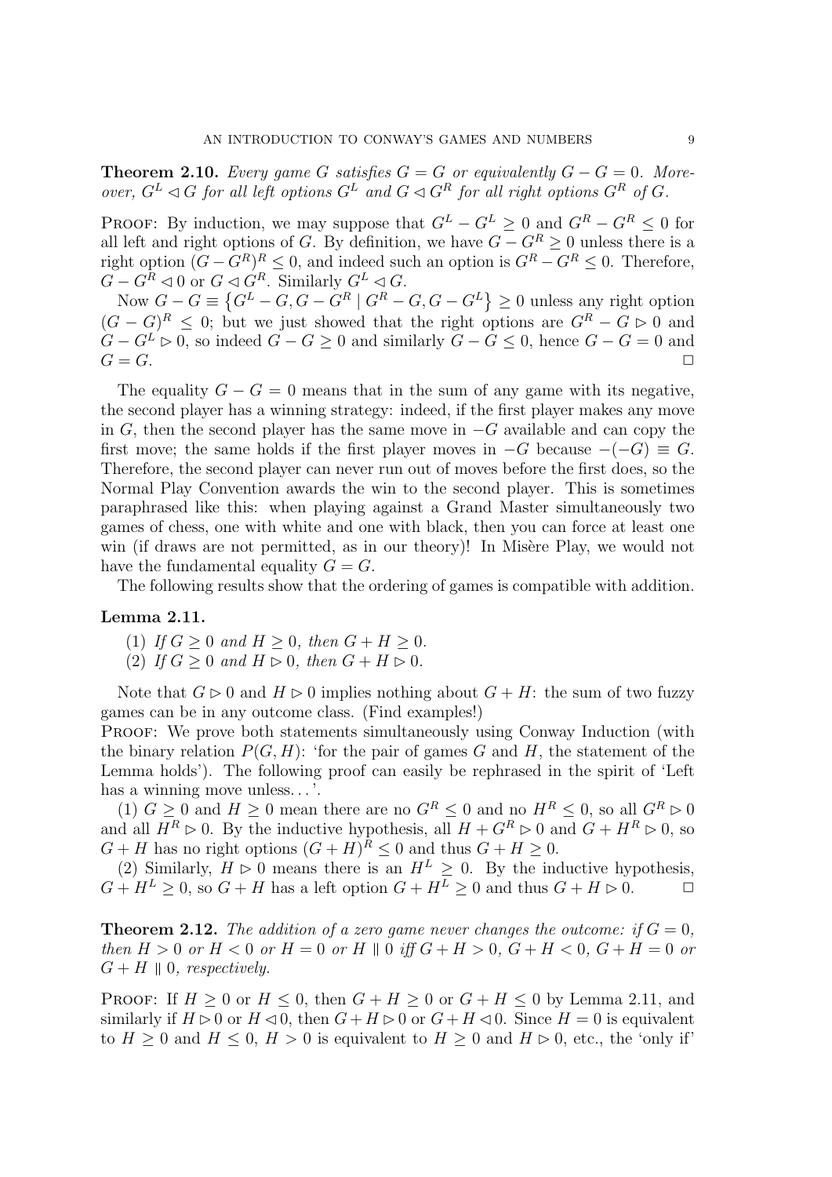**Theorem 2.10.** *Every game $G$ satisfies $G = G$ or equivalently $G - G = 0$. Moreover, $G^L \lhd G$ for all left options $G^L$ and $G \lhd G^R$ for all right options $G^R$ of $G$.*

Proof: By induction, we may suppose that $G^L - G^L \geq 0$ and $G^R - G^R \leq 0$ for all left and right options of $G$. By definition, we have $G - G^R \geq 0$ unless there is a right option $(G - G^R)^R \leq 0$, and indeed such an option is $G^R - G^R \leq 0$. Therefore, $G - G^R \lhd 0$ or $G \lhd G^R$. Similarly $G^L \lhd G$.

Now $G - G \equiv \left\{ G^L - G, G - G^R \mid G^R - G, G - G^L \right\} \geq 0$ unless any right option $(G - G)^R \leq 0$; but we just showed that the right options are $G^R - G \rhd 0$ and $G - G^L \rhd 0$, so indeed $G - G \geq 0$ and similarly $G - G \leq 0$, hence $G - G = 0$ and $G = G$. □

The equality $G - G = 0$ means that in the sum of any game with its negative, the second player has a winning strategy: indeed, if the first player makes any move in $G$, then the second player has the same move in $-G$ available and can copy the first move; the same holds if the first player moves in $-G$ because $-(-G) \equiv G$. Therefore, the second player can never run out of moves before the first does, so the Normal Play Convention awards the win to the second player. This is sometimes paraphrased like this: when playing against a Grand Master simultaneously two games of chess, one with white and one with black, then you can force at least one win (if draws are not permitted, as in our theory)! In Misère Play, we would not have the fundamental equality $G = G$.

The following results show that the ordering of games is compatible with addition.

**Lemma 2.11.**

(1) *If $G \geq 0$ and $H \geq 0$, then $G + H \geq 0$.*
(2) *If $G \geq 0$ and $H \rhd 0$, then $G + H \rhd 0$.*

Note that $G \rhd 0$ and $H \rhd 0$ implies nothing about $G + H$: the sum of two fuzzy games can be in any outcome class. (Find examples!)

Proof: We prove both statements simultaneously using Conway Induction (with the binary relation $P(G, H)$: 'for the pair of games $G$ and $H$, the statement of the Lemma holds'). The following proof can easily be rephrased in the spirit of 'Left has a winning move unless...'.

(1) $G \geq 0$ and $H \geq 0$ mean there are no $G^R \leq 0$ and no $H^R \leq 0$, so all $G^R \rhd 0$ and all $H^R \rhd 0$. By the inductive hypothesis, all $H + G^R \rhd 0$ and $G + H^R \rhd 0$, so $G + H$ has no right options $(G + H)^R \leq 0$ and thus $G + H \geq 0$.

(2) Similarly, $H \rhd 0$ means there is an $H^L \geq 0$. By the inductive hypothesis, $G + H^L \geq 0$, so $G + H$ has a left option $G + H^L \geq 0$ and thus $G + H \rhd 0$. □

**Theorem 2.12.** *The addition of a zero game never changes the outcome: if $G = 0$, then $H > 0$ or $H < 0$ or $H = 0$ or $H \parallel 0$ iff $G + H > 0$, $G + H < 0$, $G + H = 0$ or $G + H \parallel 0$, respectively.*

Proof: If $H \geq 0$ or $H \leq 0$, then $G + H \geq 0$ or $G + H \leq 0$ by Lemma 2.11, and similarly if $H \rhd 0$ or $H \lhd 0$, then $G + H \rhd 0$ or $G + H \lhd 0$. Since $H = 0$ is equivalent to $H \geq 0$ and $H \leq 0$, $H > 0$ is equivalent to $H \geq 0$ and $H \rhd 0$, etc., the 'only if'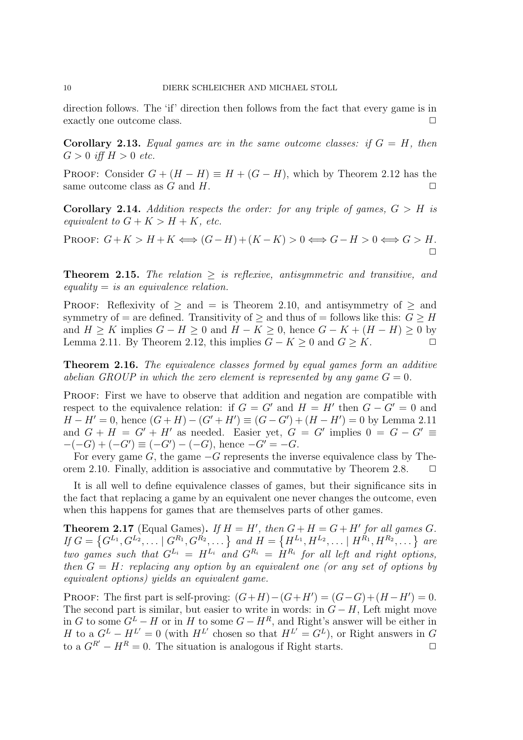direction follows. The 'if' direction then follows from the fact that every game is in exactly one outcome class. $\square$

**Corollary 2.13.** *Equal games are in the same outcome classes: if $G = H$, then $G > 0$ iff $H > 0$ etc.*

Proof: Consider $G + (H - H) \equiv H + (G - H)$, which by Theorem 2.12 has the same outcome class as $G$ and $H$. $\square$

**Corollary 2.14.** *Addition respects the order: for any triple of games, $G > H$ is equivalent to $G + K > H + K$, etc.*

Proof: $G+K > H+K \iff (G-H)+(K-K) > 0 \iff G-H > 0 \iff G > H$. $\square$

**Theorem 2.15.** *The relation $\geq$ is reflexive, antisymmetric and transitive, and equality $=$ is an equivalence relation.*

Proof: Reflexivity of $\geq$ and $=$ is Theorem 2.10, and antisymmetry of $\geq$ and symmetry of $=$ are defined. Transitivity of $\geq$ and thus of $=$ follows like this: $G \geq H$ and $H \geq K$ implies $G - H \geq 0$ and $H - K \geq 0$, hence $G - K + (H - H) \geq 0$ by Lemma 2.11. By Theorem 2.12, this implies $G - K \geq 0$ and $G \geq K$. $\square$

**Theorem 2.16.** *The equivalence classes formed by equal games form an additive abelian GROUP in which the zero element is represented by any game $G = 0$.*

Proof: First we have to observe that addition and negation are compatible with respect to the equivalence relation: if $G = G'$ and $H = H'$ then $G - G' = 0$ and $H - H' = 0$, hence $(G+H) - (G'+H') \equiv (G-G') + (H-H') = 0$ by Lemma 2.11 and $G + H = G' + H'$ as needed. Easier yet, $G = G'$ implies $0 = G - G' \equiv -(-G) + (-G') \equiv (-G') - (-G)$, hence $-G' = -G$.

For every game $G$, the game $-G$ represents the inverse equivalence class by Theorem 2.10. Finally, addition is associative and commutative by Theorem 2.8. $\square$

It is all well to define equivalence classes of games, but their significance sits in the fact that replacing a game by an equivalent one never changes the outcome, even when this happens for games that are themselves parts of other games.

**Theorem 2.17** (Equal Games)**.** *If $H = H'$, then $G + H = G + H'$ for all games $G$. If $G = \{G^{L_1}, G^{L_2}, \ldots \mid G^{R_1}, G^{R_2}, \ldots\}$ and $H = \{H^{L_1}, H^{L_2}, \ldots \mid H^{R_1}, H^{R_2}, \ldots\}$ are two games such that $G^{L_i} = H^{L_i}$ and $G^{R_i} = H^{R_i}$ for all left and right options, then $G = H$: replacing any option by an equivalent one (or any set of options by equivalent options) yields an equivalent game.*

Proof: The first part is self-proving: $(G+H)-(G+H') = (G-G)+(H-H') = 0$. The second part is similar, but easier to write in words: in $G - H$, Left might move in $G$ to some $G^L - H$ or in $H$ to some $G - H^R$, and Right's answer will be either in $H$ to a $G^L - H^{L'} = 0$ (with $H^{L'}$ chosen so that $H^{L'} = G^L$), or Right answers in $G$ to a $G^{R'} - H^R = 0$. The situation is analogous if Right starts. $\square$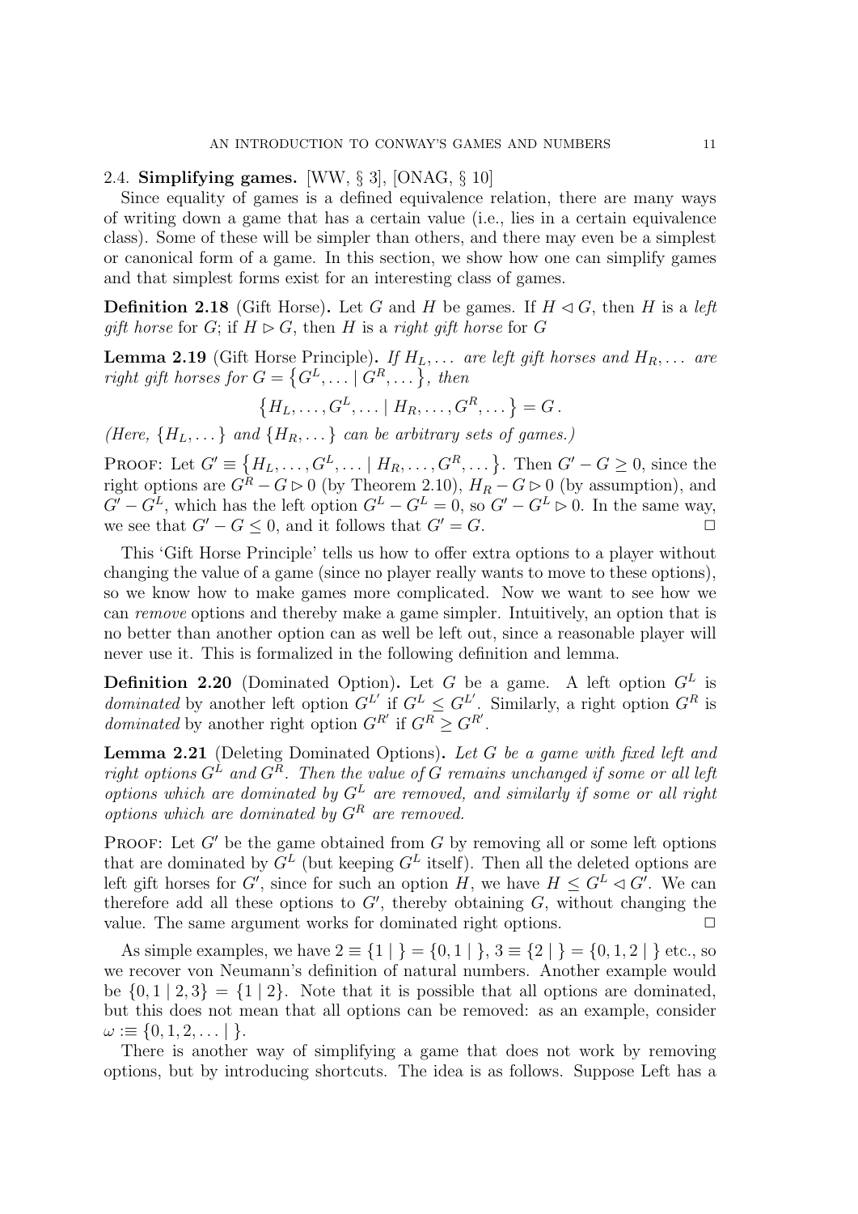### 2.4. **Simplifying games.** [WW, § 3], [ONAG, § 10]

Since equality of games is a defined equivalence relation, there are many ways of writing down a game that has a certain value (i.e., lies in a certain equivalence class). Some of these will be simpler than others, and there may even be a simplest or canonical form of a game. In this section, we show how one can simplify games and that simplest forms exist for an interesting class of games.

**Definition 2.18** (Gift Horse)**.** Let $G$ and $H$ be games. If $H \lhd G$, then $H$ is a *left gift horse* for $G$; if $H \rhd G$, then $H$ is a *right gift horse* for $G$

**Lemma 2.19** (Gift Horse Principle)**.** *If $H_L, \dots$ are left gift horses and $H_R, \dots$ are right gift horses for $G = \{G^L, \dots \mid G^R, \dots\}$, then*

$$\{H_L, \dots, G^L, \dots \mid H_R, \dots, G^R, \dots\} = G\,.$$

*(Here, $\{H_L, \dots\}$ and $\{H_R, \dots\}$ can be arbitrary sets of games.)*

Proof: Let $G' \equiv \{H_L, \dots, G^L, \dots \mid H_R, \dots, G^R, \dots\}$. Then $G' - G \geq 0$, since the right options are $G^R - G \rhd 0$ (by Theorem 2.10), $H_R - G \rhd 0$ (by assumption), and $G' - G^L$, which has the left option $G^L - G^L = 0$, so $G' - G^L \rhd 0$. In the same way, we see that $G' - G \leq 0$, and it follows that $G' = G$. □

This 'Gift Horse Principle' tells us how to offer extra options to a player without changing the value of a game (since no player really wants to move to these options), so we know how to make games more complicated. Now we want to see how we can *remove* options and thereby make a game simpler. Intuitively, an option that is no better than another option can as well be left out, since a reasonable player will never use it. This is formalized in the following definition and lemma.

**Definition 2.20** (Dominated Option)**.** Let $G$ be a game. A left option $G^L$ is *dominated* by another left option $G^{L'}$ if $G^L \leq G^{L'}$. Similarly, a right option $G^R$ is *dominated* by another right option $G^{R'}$ if $G^R \geq G^{R'}$.

**Lemma 2.21** (Deleting Dominated Options)**.** *Let $G$ be a game with fixed left and right options $G^L$ and $G^R$. Then the value of $G$ remains unchanged if some or all left options which are dominated by $G^L$ are removed, and similarly if some or all right options which are dominated by $G^R$ are removed.*

Proof: Let $G'$ be the game obtained from $G$ by removing all or some left options that are dominated by $G^L$ (but keeping $G^L$ itself). Then all the deleted options are left gift horses for $G'$, since for such an option $H$, we have $H \leq G^L \lhd G'$. We can therefore add all these options to $G'$, thereby obtaining $G$, without changing the value. The same argument works for dominated right options. □

As simple examples, we have $2 \equiv \{1 \mid \} = \{0, 1 \mid \}$, $3 \equiv \{2 \mid \} = \{0, 1, 2 \mid \}$ etc., so we recover von Neumann's definition of natural numbers. Another example would be $\{0, 1 \mid 2, 3\} = \{1 \mid 2\}$. Note that it is possible that all options are dominated, but this does not mean that all options can be removed: as an example, consider $\omega :\equiv \{0, 1, 2, \dots \mid \}$.

There is another way of simplifying a game that does not work by removing options, but by introducing shortcuts. The idea is as follows. Suppose Left has a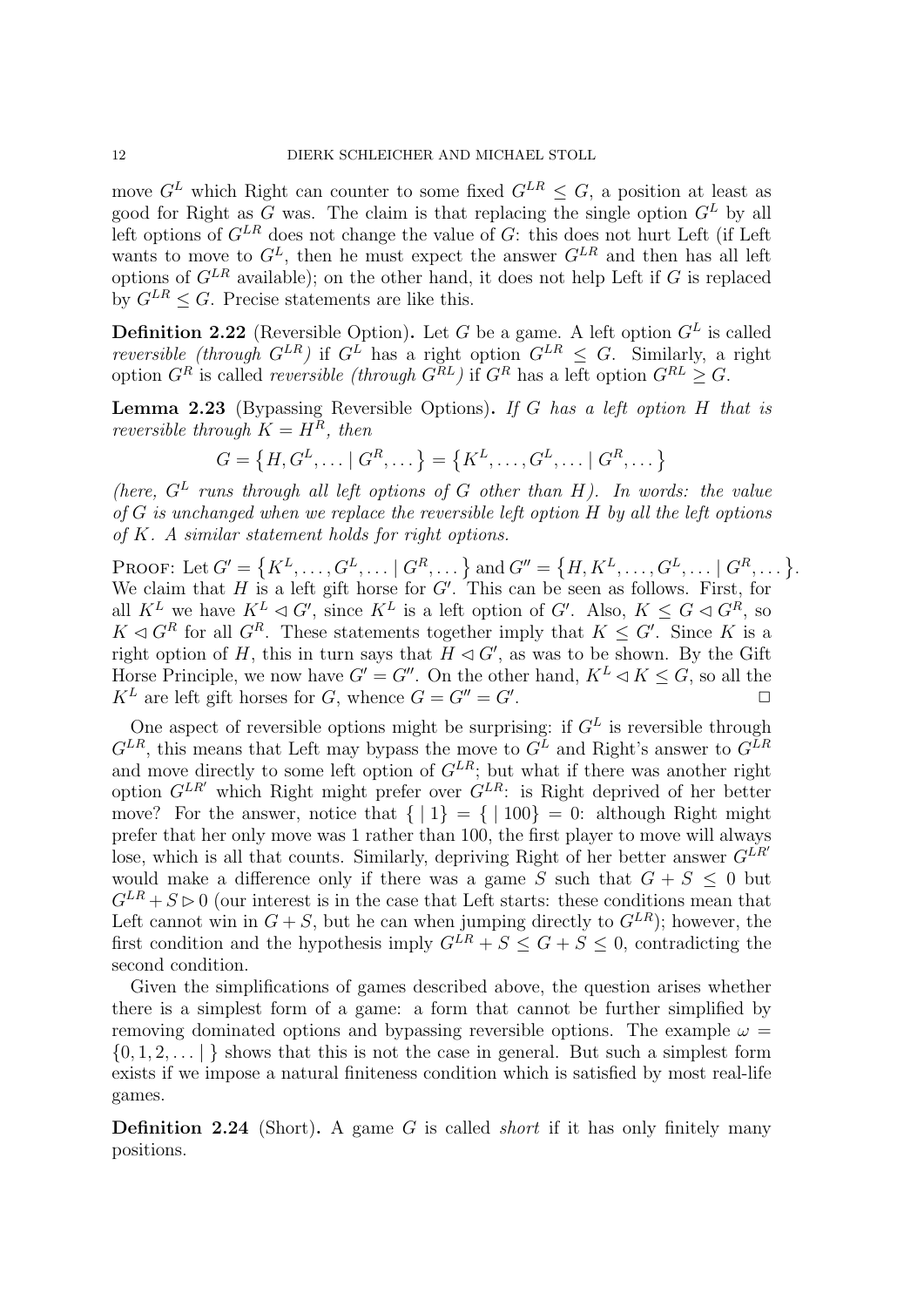move $G^L$ which Right can counter to some fixed $G^{LR} \leq G$, a position at least as good for Right as $G$ was. The claim is that replacing the single option $G^L$ by all left options of $G^{LR}$ does not change the value of $G$: this does not hurt Left (if Left wants to move to $G^L$, then he must expect the answer $G^{LR}$ and then has all left options of $G^{LR}$ available); on the other hand, it does not help Left if $G$ is replaced by $G^{LR} \leq G$. Precise statements are like this.

**Definition 2.22** (Reversible Option)**.** Let $G$ be a game. A left option $G^L$ is called *reversible (through $G^{LR}$)* if $G^L$ has a right option $G^{LR} \leq G$. Similarly, a right option $G^R$ is called *reversible (through $G^{RL}$)* if $G^R$ has a left option $G^{RL} \geq G$.

**Lemma 2.23** (Bypassing Reversible Options)**.** *If $G$ has a left option $H$ that is reversible through $K = H^R$, then*

$$G = \{H, G^L, \dots \mid G^R, \dots\} = \{K^L, \dots, G^L, \dots \mid G^R, \dots\}$$

*(here, $G^L$ runs through all left options of $G$ other than $H$). In words: the value of $G$ is unchanged when we replace the reversible left option $H$ by all the left options of $K$. A similar statement holds for right options.*

Proof: Let $G' = \{K^L, \dots, G^L, \dots \mid G^R, \dots\}$ and $G'' = \{H, K^L, \dots, G^L, \dots \mid G^R, \dots\}$. We claim that $H$ is a left gift horse for $G'$. This can be seen as follows. First, for all $K^L$ we have $K^L \lhd G'$, since $K^L$ is a left option of $G'$. Also, $K \leq G \lhd G^R$, so $K \lhd G^R$ for all $G^R$. These statements together imply that $K \leq G'$. Since $K$ is a right option of $H$, this in turn says that $H \lhd G'$, as was to be shown. By the Gift Horse Principle, we now have $G' = G''$. On the other hand, $K^L \lhd K \leq G$, so all the $K^L$ are left gift horses for $G$, whence $G = G'' = G'$. $\square$

One aspect of reversible options might be surprising: if $G^L$ is reversible through $G^{LR}$, this means that Left may bypass the move to $G^L$ and Right's answer to $G^{LR}$ and move directly to some left option of $G^{LR}$; but what if there was another right option $G^{LR'}$ which Right might prefer over $G^{LR}$: is Right deprived of her better move? For the answer, notice that $\{\,\mid 1\} = \{\,\mid 100\} = 0$: although Right might prefer that her only move was 1 rather than 100, the first player to move will always lose, which is all that counts. Similarly, depriving Right of her better answer $G^{LR'}$ would make a difference only if there was a game $S$ such that $G + S \leq 0$ but $G^{LR} + S \rhd 0$ (our interest is in the case that Left starts: these conditions mean that Left cannot win in $G + S$, but he can when jumping directly to $G^{LR}$); however, the first condition and the hypothesis imply $G^{LR} + S \leq G + S \leq 0$, contradicting the second condition.

Given the simplifications of games described above, the question arises whether there is a simplest form of a game: a form that cannot be further simplified by removing dominated options and bypassing reversible options. The example $\omega = \{0, 1, 2, \dots \mid\,\}$ shows that this is not the case in general. But such a simplest form exists if we impose a natural finiteness condition which is satisfied by most real-life games.

**Definition 2.24** (Short)**.** A game $G$ is called *short* if it has only finitely many positions.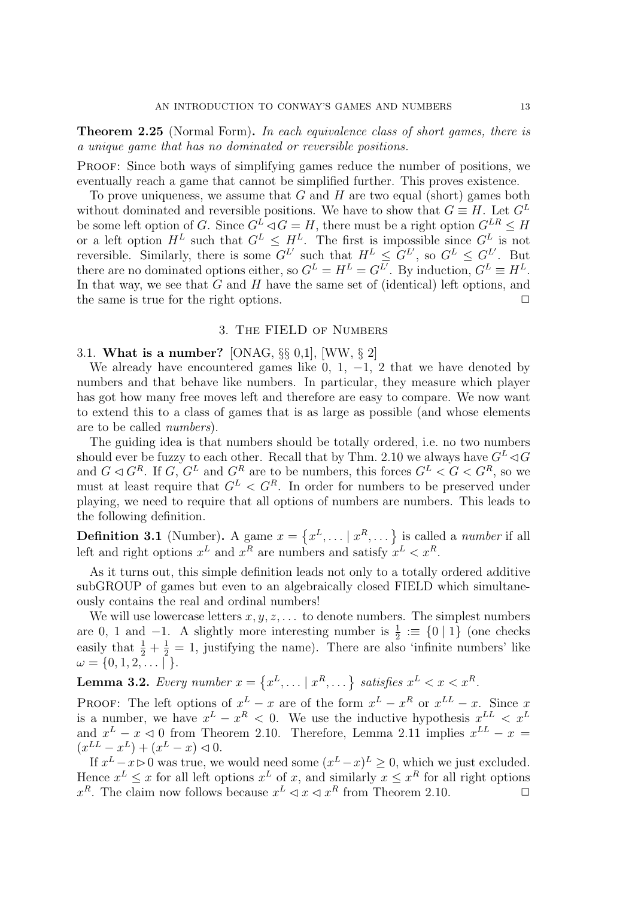**Theorem 2.25** (Normal Form). *In each equivalence class of short games, there is a unique game that has no dominated or reversible positions.*

Proof: Since both ways of simplifying games reduce the number of positions, we eventually reach a game that cannot be simplified further. This proves existence.

To prove uniqueness, we assume that $G$ and $H$ are two equal (short) games both without dominated and reversible positions. We have to show that $G \equiv H$. Let $G^L$ be some left option of $G$. Since $G^L \lhd G = H$, there must be a right option $G^{LR} \leq H$ or a left option $H^L$ such that $G^L \leq H^L$. The first is impossible since $G^L$ is not reversible. Similarly, there is some $G^{L'}$ such that $H^L \leq G^{L'}$, so $G^L \leq G^{L'}$. But there are no dominated options either, so $G^L = H^L = G^{L'}$. By induction, $G^L \equiv H^L$. In that way, we see that $G$ and $H$ have the same set of (identical) left options, and the same is true for the right options. $\Box$

## 3. The FIELD of Numbers

### 3.1. What is a number? [ONAG, §§ 0,1], [WW, § 2]

We already have encountered games like 0, 1, $-1$, 2 that we have denoted by numbers and that behave like numbers. In particular, they measure which player has got how many free moves left and therefore are easy to compare. We now want to extend this to a class of games that is as large as possible (and whose elements are to be called *numbers*).

The guiding idea is that numbers should be totally ordered, i.e. no two numbers should ever be fuzzy to each other. Recall that by Thm. 2.10 we always have $G^L \lhd G$ and $G \lhd G^R$. If $G$, $G^L$ and $G^R$ are to be numbers, this forces $G^L < G < G^R$, so we must at least require that $G^L < G^R$. In order for numbers to be preserved under playing, we need to require that all options of numbers are numbers. This leads to the following definition.

**Definition 3.1** (Number). A game $x = \{x^L, \dots \mid x^R, \dots\}$ is called a *number* if all left and right options $x^L$ and $x^R$ are numbers and satisfy $x^L < x^R$.

As it turns out, this simple definition leads not only to a totally ordered additive subGROUP of games but even to an algebraically closed FIELD which simultaneously contains the real and ordinal numbers!

We will use lowercase letters $x, y, z, \dots$ to denote numbers. The simplest numbers are 0, 1 and $-1$. A slightly more interesting number is $\frac{1}{2} :\equiv \{0 \mid 1\}$ (one checks easily that $\frac{1}{2} + \frac{1}{2} = 1$, justifying the name). There are also 'infinite numbers' like $\omega = \{0, 1, 2, \dots \mid \}$.

**Lemma 3.2.** *Every number $x = \{x^L, \dots \mid x^R, \dots\}$ satisfies $x^L < x < x^R$.*

Proof: The left options of $x^L - x$ are of the form $x^L - x^R$ or $x^{LL} - x$. Since $x$ is a number, we have $x^L - x^R < 0$. We use the inductive hypothesis $x^{LL} < x^L$ and $x^L - x \lhd 0$ from Theorem 2.10. Therefore, Lemma 2.11 implies $x^{LL} - x = (x^{LL} - x^L) + (x^L - x) \lhd 0$.

If $x^L - x \rhd 0$ was true, we would need some $(x^L - x)^L \geq 0$, which we just excluded. Hence $x^L \leq x$ for all left options $x^L$ of $x$, and similarly $x \leq x^R$ for all right options $x^R$. The claim now follows because $x^L \lhd x \lhd x^R$ from Theorem 2.10. $\Box$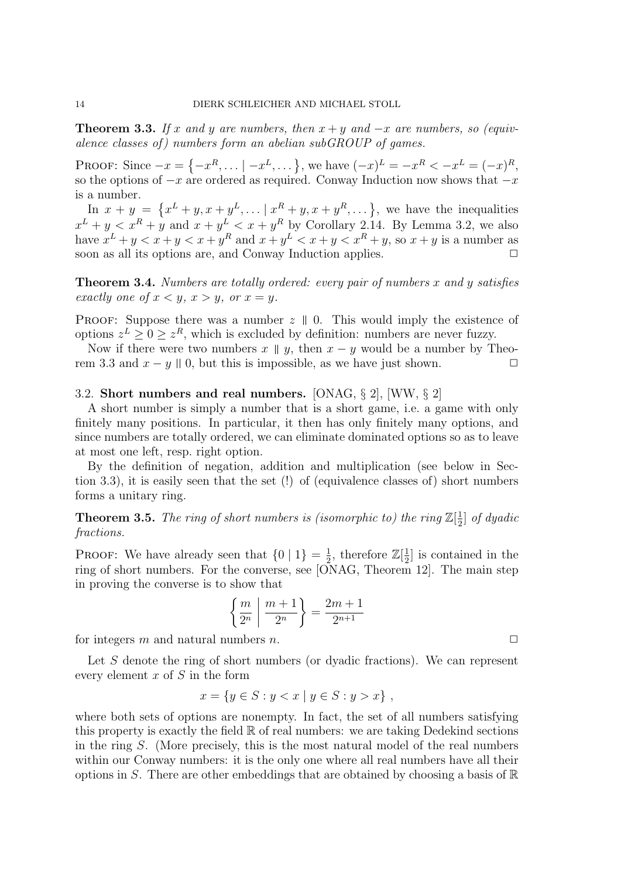**Theorem 3.3.** *If $x$ and $y$ are numbers, then $x + y$ and $-x$ are numbers, so (equivalence classes of) numbers form an abelian subGROUP of games.*

PROOF: Since $-x = \{-x^R, \dots \mid -x^L, \dots\}$, we have $(-x)^L = -x^R < -x^L = (-x)^R$, so the options of $-x$ are ordered as required. Conway Induction now shows that $-x$ is a number.

In $x + y = \{x^L + y, x + y^L, \dots \mid x^R + y, x + y^R, \dots\}$, we have the inequalities $x^L + y < x^R + y$ and $x + y^L < x + y^R$ by Corollary 2.14. By Lemma 3.2, we also have $x^L + y < x + y < x + y^R$ and $x + y^L < x + y < x^R + y$, so $x + y$ is a number as soon as all its options are, and Conway Induction applies. □

**Theorem 3.4.** *Numbers are totally ordered: every pair of numbers $x$ and $y$ satisfies exactly one of $x < y$, $x > y$, or $x = y$.*

PROOF: Suppose there was a number $z \parallel 0$. This would imply the existence of options $z^L \geq 0 \geq z^R$, which is excluded by definition: numbers are never fuzzy.

Now if there were two numbers $x \parallel y$, then $x - y$ would be a number by Theorem 3.3 and $x - y \parallel 0$, but this is impossible, as we have just shown. □

### 3.2. Short numbers and real numbers. [ONAG, § 2], [WW, § 2]

A short number is simply a number that is a short game, i.e. a game with only finitely many positions. In particular, it then has only finitely many options, and since numbers are totally ordered, we can eliminate dominated options so as to leave at most one left, resp. right option.

By the definition of negation, addition and multiplication (see below in Section 3.3), it is easily seen that the set (!) of (equivalence classes of) short numbers forms a unitary ring.

**Theorem 3.5.** *The ring of short numbers is (isomorphic to) the ring $\mathbb{Z}[\frac{1}{2}]$ of dyadic fractions.*

PROOF: We have already seen that $\{0 \mid 1\} = \frac{1}{2}$, therefore $\mathbb{Z}[\frac{1}{2}]$ is contained in the ring of short numbers. For the converse, see [ONAG, Theorem 12]. The main step in proving the converse is to show that

$$\left\{ \frac{m}{2^n} \,\middle|\, \frac{m+1}{2^n} \right\} = \frac{2m+1}{2^{n+1}}$$

for integers $m$ and natural numbers $n$. □

Let $S$ denote the ring of short numbers (or dyadic fractions). We can represent every element $x$ of $S$ in the form

$$x = \{y \in S : y < x \mid y \in S : y > x\} ,$$

where both sets of options are nonempty. In fact, the set of all numbers satisfying this property is exactly the field $\mathbb{R}$ of real numbers: we are taking Dedekind sections in the ring $S$. (More precisely, this is the most natural model of the real numbers within our Conway numbers: it is the only one where all real numbers have all their options in $S$. There are other embeddings that are obtained by choosing a basis of $\mathbb{R}$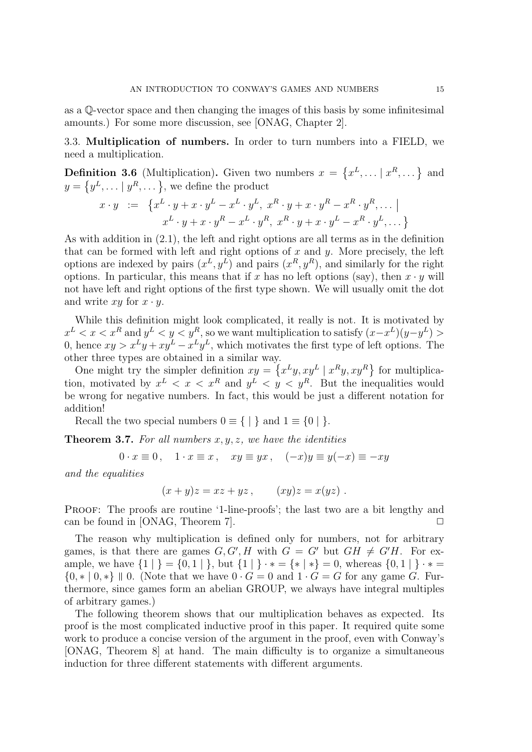as a $\mathbb{Q}$-vector space and then changing the images of this basis by some infinitesimal amounts.) For some more discussion, see [ONAG, Chapter 2].

### 3.3. Multiplication of numbers.

In order to turn numbers into a FIELD, we need a multiplication.

**Definition 3.6** (Multiplication)**.** Given two numbers $x = \{x^L, \dots \mid x^R, \dots\}$ and $y = \{y^L, \dots \mid y^R, \dots\}$, we define the product

$$x \cdot y \;:=\; \{x^L \cdot y + x \cdot y^L - x^L \cdot y^L,\; x^R \cdot y + x \cdot y^R - x^R \cdot y^R, \dots \mid \\ x^L \cdot y + x \cdot y^R - x^L \cdot y^R,\; x^R \cdot y + x \cdot y^L - x^R \cdot y^L, \dots\}$$

As with addition in (2.1), the left and right options are all terms as in the definition that can be formed with left and right options of $x$ and $y$. More precisely, the left options are indexed by pairs $(x^L, y^L)$ and pairs $(x^R, y^R)$, and similarly for the right options. In particular, this means that if $x$ has no left options (say), then $x \cdot y$ will not have left and right options of the first type shown. We will usually omit the dot and write $xy$ for $x \cdot y$.

While this definition might look complicated, it really is not. It is motivated by $x^L < x < x^R$ and $y^L < y < y^R$, so we want multiplication to satisfy $(x - x^L)(y - y^L) > 0$, hence $xy > x^L y + x y^L - x^L y^L$, which motivates the first type of left options. The other three types are obtained in a similar way.

One might try the simpler definition $xy = \{x^L y, x y^L \mid x^R y, x y^R\}$ for multiplication, motivated by $x^L < x < x^R$ and $y^L < y < y^R$. But the inequalities would be wrong for negative numbers. In fact, this would be just a different notation for addition!

Recall the two special numbers $0 \equiv \{\,\mid\,\}$ and $1 \equiv \{0 \mid\,\}$.

**Theorem 3.7.** *For all numbers $x, y, z$, we have the identities*

$$0 \cdot x \equiv 0\,, \quad 1 \cdot x \equiv x\,, \quad xy \equiv yx\,, \quad (-x)y \equiv y(-x) \equiv -xy$$

*and the equalities*

$$(x + y)z = xz + yz\,, \qquad (xy)z = x(yz)\;.$$

Proof: The proofs are routine '1-line-proofs'; the last two are a bit lengthy and can be found in [ONAG, Theorem 7]. □

The reason why multiplication is defined only for numbers, not for arbitrary games, is that there are games $G, G', H$ with $G = G'$ but $GH \neq G'H$. For example, we have $\{1 \mid\,\} = \{0, 1 \mid\,\}$, but $\{1 \mid\,\} \cdot * = \{* \mid *\} = 0$, whereas $\{0, 1 \mid\,\} \cdot * = \{0, * \mid 0, *\} \parallel 0$. (Note that we have $0 \cdot G = 0$ and $1 \cdot G = G$ for any game $G$. Furthermore, since games form an abelian GROUP, we always have integral multiples of arbitrary games.)

The following theorem shows that our multiplication behaves as expected. Its proof is the most complicated inductive proof in this paper. It required quite some work to produce a concise version of the argument in the proof, even with Conway's [ONAG, Theorem 8] at hand. The main difficulty is to organize a simultaneous induction for three different statements with different arguments.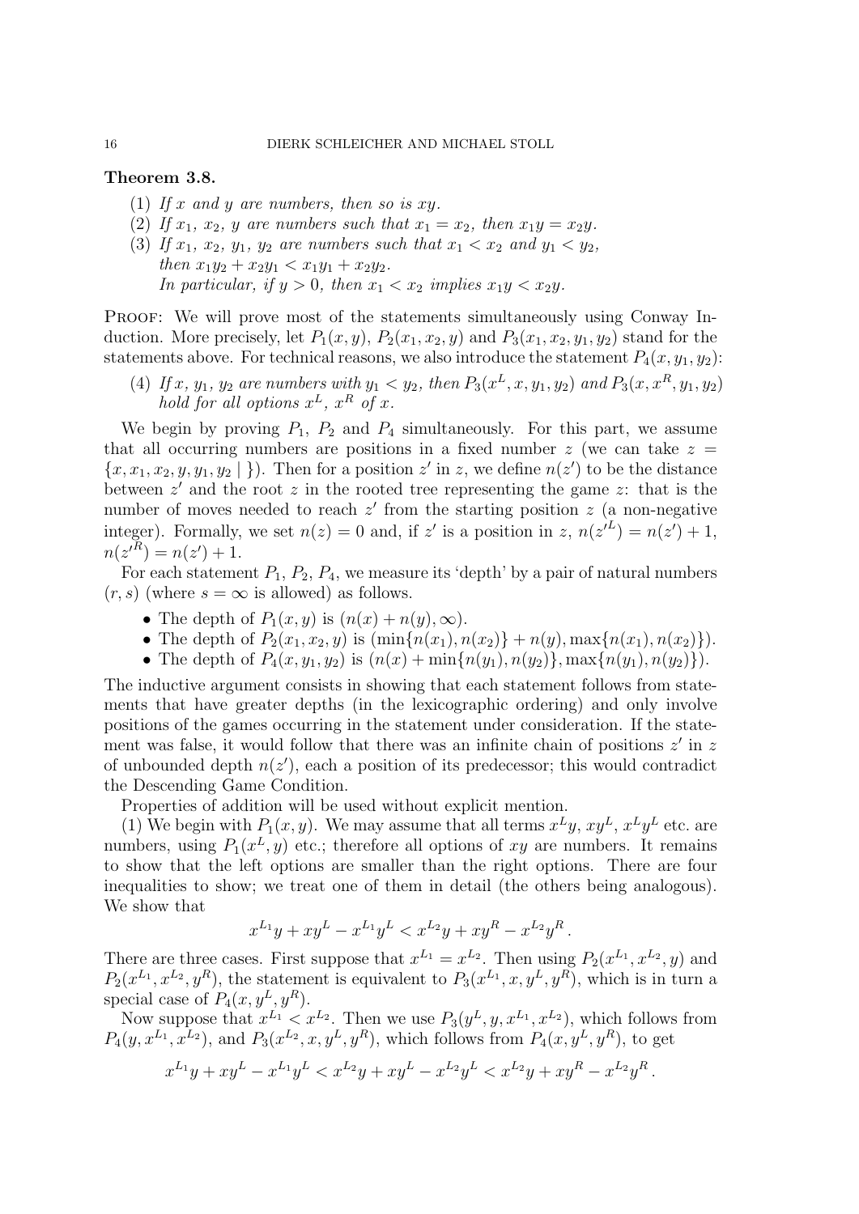**Theorem 3.8.**

1. *If $x$ and $y$ are numbers, then so is $xy$.*
2. *If $x_1$, $x_2$, $y$ are numbers such that $x_1 = x_2$, then $x_1y = x_2y$.*
3. *If $x_1$, $x_2$, $y_1$, $y_2$ are numbers such that $x_1 < x_2$ and $y_1 < y_2$, then $x_1y_2 + x_2y_1 < x_1y_1 + x_2y_2$.*
   *In particular, if $y > 0$, then $x_1 < x_2$ implies $x_1y < x_2y$.*

Proof: We will prove most of the statements simultaneously using Conway Induction. More precisely, let $P_1(x, y)$, $P_2(x_1, x_2, y)$ and $P_3(x_1, x_2, y_1, y_2)$ stand for the statements above. For technical reasons, we also introduce the statement $P_4(x, y_1, y_2)$:

(4) *If $x$, $y_1$, $y_2$ are numbers with $y_1 < y_2$, then $P_3(x^L, x, y_1, y_2)$ and $P_3(x, x^R, y_1, y_2)$ hold for all options $x^L$, $x^R$ of $x$.*

We begin by proving $P_1$, $P_2$ and $P_4$ simultaneously. For this part, we assume that all occurring numbers are positions in a fixed number $z$ (we can take $z = \{x, x_1, x_2, y, y_1, y_2 \mid \}$). Then for a position $z'$ in $z$, we define $n(z')$ to be the distance between $z'$ and the root $z$ in the rooted tree representing the game $z$: that is the number of moves needed to reach $z'$ from the starting position $z$ (a non-negative integer). Formally, we set $n(z) = 0$ and, if $z'$ is a position in $z$, $n(z'^L) = n(z') + 1$, $n(z'^R) = n(z') + 1$.

For each statement $P_1$, $P_2$, $P_4$, we measure its 'depth' by a pair of natural numbers $(r, s)$ (where $s = \infty$ is allowed) as follows.

- The depth of $P_1(x, y)$ is $(n(x) + n(y), \infty)$.
- The depth of $P_2(x_1, x_2, y)$ is $(\min\{n(x_1), n(x_2)\} + n(y), \max\{n(x_1), n(x_2)\})$.
- The depth of $P_4(x, y_1, y_2)$ is $(n(x) + \min\{n(y_1), n(y_2)\}, \max\{n(y_1), n(y_2)\})$.

The inductive argument consists in showing that each statement follows from statements that have greater depths (in the lexicographic ordering) and only involve positions of the games occurring in the statement under consideration. If the statement was false, it would follow that there was an infinite chain of positions $z'$ in $z$ of unbounded depth $n(z')$, each a position of its predecessor; this would contradict the Descending Game Condition.

Properties of addition will be used without explicit mention.

(1) We begin with $P_1(x, y)$. We may assume that all terms $x^Ly$, $xy^L$, $x^Ly^L$ etc. are numbers, using $P_1(x^L, y)$ etc.; therefore all options of $xy$ are numbers. It remains to show that the left options are smaller than the right options. There are four inequalities to show; we treat one of them in detail (the others being analogous). We show that

$$x^{L_1}y + xy^L - x^{L_1}y^L < x^{L_2}y + xy^R - x^{L_2}y^R\,.$$

There are three cases. First suppose that $x^{L_1} = x^{L_2}$. Then using $P_2(x^{L_1}, x^{L_2}, y)$ and $P_2(x^{L_1}, x^{L_2}, y^R)$, the statement is equivalent to $P_3(x^{L_1}, x, y^L, y^R)$, which is in turn a special case of $P_4(x, y^L, y^R)$.

Now suppose that $x^{L_1} < x^{L_2}$. Then we use $P_3(y^L, y, x^{L_1}, x^{L_2})$, which follows from $P_4(y, x^{L_1}, x^{L_2})$, and $P_3(x^{L_2}, x, y^L, y^R)$, which follows from $P_4(x, y^L, y^R)$, to get

$$x^{L_1}y + xy^L - x^{L_1}y^L < x^{L_2}y + xy^L - x^{L_2}y^L < x^{L_2}y + xy^R - x^{L_2}y^R\,.$$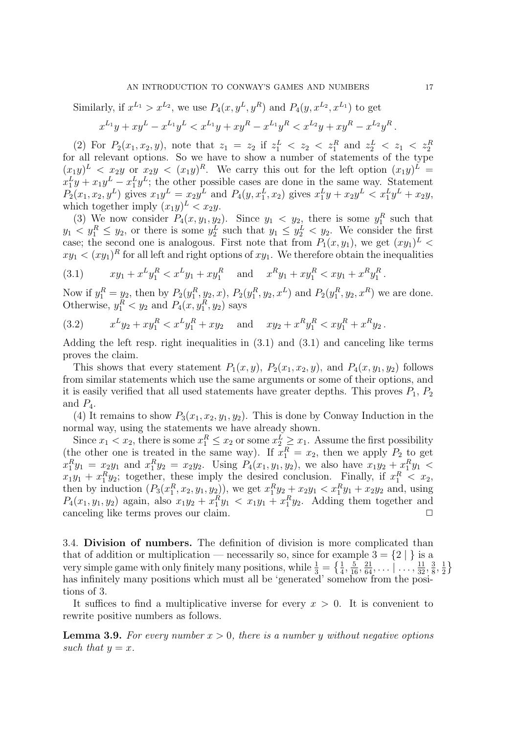Similarly, if $x^{L_1} > x^{L_2}$, we use $P_4(x, y^L, y^R)$ and $P_4(y, x^{L_2}, x^{L_1})$ to get

$$x^{L_1}y + xy^L - x^{L_1}y^L < x^{L_1}y + xy^R - x^{L_1}y^R < x^{L_2}y + xy^R - x^{L_2}y^R .$$

(2) For $P_2(x_1, x_2, y)$, note that $z_1 = z_2$ if $z_1^L < z_2 < z_1^R$ and $z_2^L < z_1 < z_2^R$ for all relevant options. So we have to show a number of statements of the type $(x_1y)^L < x_2y$ or $x_2y < (x_1y)^R$. We carry this out for the left option $(x_1y)^L = x_1^Ly + x_1y^L - x_1^Ly^L$; the other possible cases are done in the same way. Statement $P_2(x_1, x_2, y^L)$ gives $x_1y^L = x_2y^L$ and $P_4(y, x_1^L, x_2)$ gives $x_1^Ly + x_2y^L < x_1^Ly^L + x_2y$, which together imply $(x_1y)^L < x_2y$.

(3) We now consider $P_4(x, y_1, y_2)$. Since $y_1 < y_2$, there is some $y_1^R$ such that $y_1 < y_1^R \le y_2$, or there is some $y_2^L$ such that $y_1 \le y_2^L < y_2$. We consider the first case; the second one is analogous. First note that from $P_1(x, y_1)$, we get $(xy_1)^L < xy_1 < (xy_1)^R$ for all left and right options of $xy_1$. We therefore obtain the inequalities

$$xy_1 + x^Ly_1^R < x^Ly_1 + xy_1^R \quad \text{and} \quad x^Ry_1 + xy_1^R < xy_1 + x^Ry_1^R . \tag{3.1}$$

Now if $y_1^R = y_2$, then by $P_2(y_1^R, y_2, x)$, $P_2(y_1^R, y_2, x^L)$ and $P_2(y_1^R, y_2, x^R)$ we are done. Otherwise, $y_1^R < y_2$ and $P_4(x, y_1^R, y_2)$ says

$$x^Ly_2 + xy_1^R < x^Ly_1^R + xy_2 \quad \text{and} \quad xy_2 + x^Ry_1^R < xy_1^R + x^Ry_2 . \tag{3.2}$$

Adding the left resp. right inequalities in (3.1) and (3.1) and canceling like terms proves the claim.

This shows that every statement $P_1(x, y)$, $P_2(x_1, x_2, y)$, and $P_4(x, y_1, y_2)$ follows from similar statements which use the same arguments or some of their options, and it is easily verified that all used statements have greater depths. This proves $P_1$, $P_2$ and $P_4$.

(4) It remains to show $P_3(x_1, x_2, y_1, y_2)$. This is done by Conway Induction in the normal way, using the statements we have already shown.

Since $x_1 < x_2$, there is some $x_1^R \le x_2$ or some $x_2^L \ge x_1$. Assume the first possibility (the other one is treated in the same way). If $x_1^R = x_2$, then we apply $P_2$ to get $x_1^Ry_1 = x_2y_1$ and $x_1^Ry_2 = x_2y_2$. Using $P_4(x_1, y_1, y_2)$, we also have $x_1y_2 + x_1^Ry_1 < x_1y_1 + x_1^Ry_2$; together, these imply the desired conclusion. Finally, if $x_1^R < x_2$, then by induction $(P_3(x_1^R, x_2, y_1, y_2))$, we get $x_1^Ry_2 + x_2y_1 < x_1^Ry_1 + x_2y_2$ and, using $P_4(x_1, y_1, y_2)$ again, also $x_1y_2 + x_1^Ry_1 < x_1y_1 + x_1^Ry_2$. Adding them together and canceling like terms proves our claim. □

### 3.4. **Division of numbers.**

The definition of division is more complicated than that of addition or multiplication — necessarily so, since for example $3 = \{2 \mid \}$ is a very simple game with only finitely many positions, while $\frac{1}{3} = \left\{\frac{1}{4}, \frac{5}{16}, \frac{21}{64}, \ldots \mid \ldots, \frac{11}{32}, \frac{3}{8}, \frac{1}{2}\right\}$ has infinitely many positions which must all be 'generated' somehow from the positions of 3.

It suffices to find a multiplicative inverse for every $x > 0$. It is convenient to rewrite positive numbers as follows.

**Lemma 3.9.** *For every number $x > 0$, there is a number $y$ without negative options such that $y = x$.*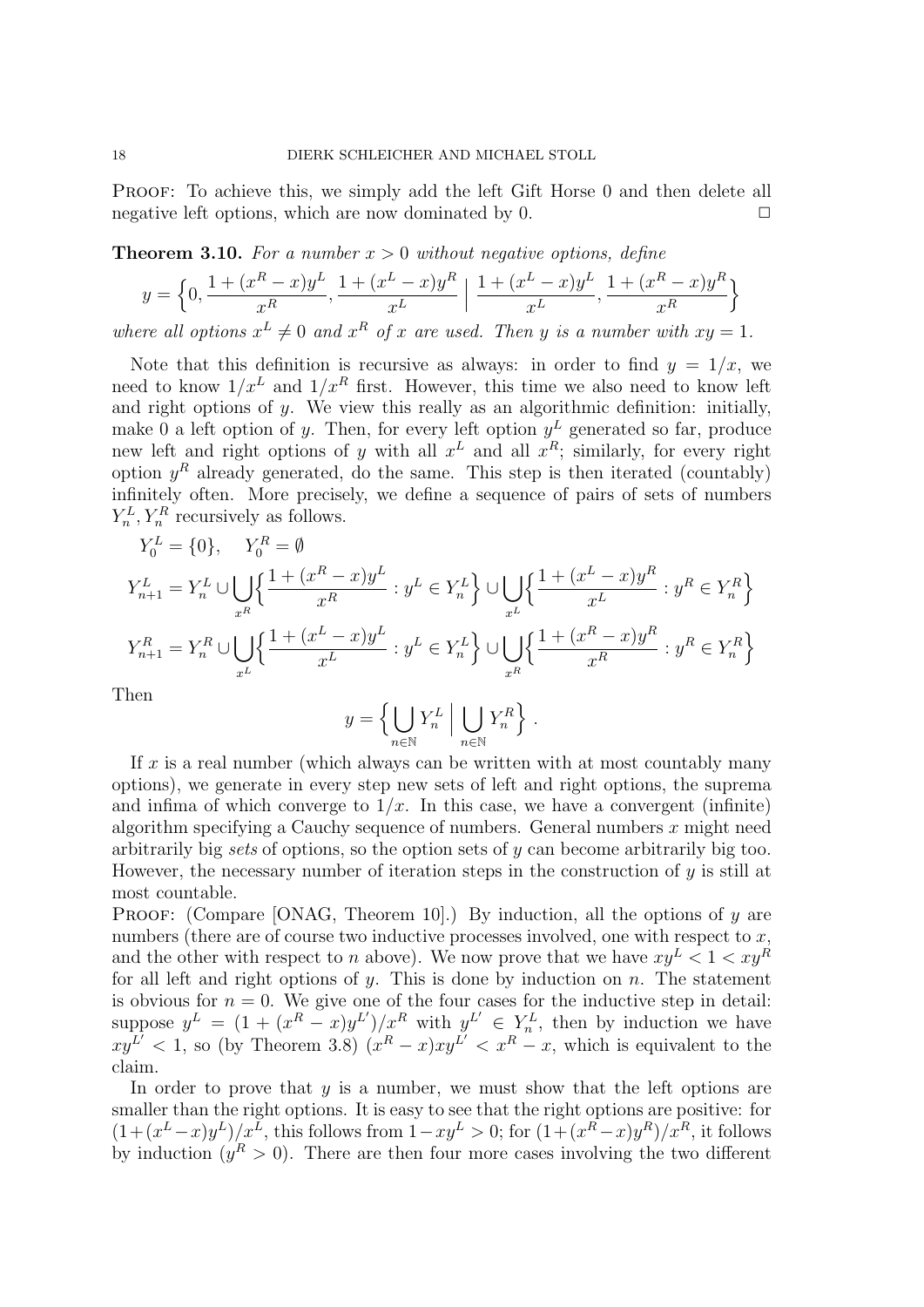PROOF: To achieve this, we simply add the left Gift Horse 0 and then delete all negative left options, which are now dominated by 0. $\square$

**Theorem 3.10.** *For a number $x > 0$ without negative options, define*

$$y = \left\{ 0, \frac{1+(x^R - x)y^L}{x^R}, \frac{1+(x^L - x)y^R}{x^L} \;\Big|\; \frac{1+(x^L - x)y^L}{x^L}, \frac{1+(x^R - x)y^R}{x^R} \right\}$$

*where all options $x^L \neq 0$ and $x^R$ of $x$ are used. Then $y$ is a number with $xy = 1$.*

Note that this definition is recursive as always: in order to find $y = 1/x$, we need to know $1/x^L$ and $1/x^R$ first. However, this time we also need to know left and right options of $y$. We view this really as an algorithmic definition: initially, make 0 a left option of $y$. Then, for every left option $y^L$ generated so far, produce new left and right options of $y$ with all $x^L$ and all $x^R$; similarly, for every right option $y^R$ already generated, do the same. This step is then iterated (countably) infinitely often. More precisely, we define a sequence of pairs of sets of numbers $Y_n^L, Y_n^R$ recursively as follows.

$$Y_0^L = \{0\}, \quad Y_0^R = \emptyset$$

$$Y_{n+1}^L = Y_n^L \cup \bigcup_{x^R} \Big\{ \frac{1+(x^R - x)y^L}{x^R} : y^L \in Y_n^L \Big\} \cup \bigcup_{x^L} \Big\{ \frac{1+(x^L - x)y^R}{x^L} : y^R \in Y_n^R \Big\}$$

$$Y_{n+1}^R = Y_n^R \cup \bigcup_{x^L} \Big\{ \frac{1+(x^L - x)y^L}{x^L} : y^L \in Y_n^L \Big\} \cup \bigcup_{x^R} \Big\{ \frac{1+(x^R - x)y^R}{x^R} : y^R \in Y_n^R \Big\}$$

Then

$$y = \Big\{ \bigcup_{n\in\mathbb{N}} Y_n^L \;\Big|\; \bigcup_{n\in\mathbb{N}} Y_n^R \Big\} .$$

If $x$ is a real number (which always can be written with at most countably many options), we generate in every step new sets of left and right options, the suprema and infima of which converge to $1/x$. In this case, we have a convergent (infinite) algorithm specifying a Cauchy sequence of numbers. General numbers $x$ might need arbitrarily big *sets* of options, so the option sets of $y$ can become arbitrarily big too. However, the necessary number of iteration steps in the construction of $y$ is still at most countable.

PROOF: (Compare [ONAG, Theorem 10].) By induction, all the options of $y$ are numbers (there are of course two inductive processes involved, one with respect to $x$, and the other with respect to $n$ above). We now prove that we have $xy^L < 1 < xy^R$ for all left and right options of $y$. This is done by induction on $n$. The statement is obvious for $n = 0$. We give one of the four cases for the inductive step in detail: suppose $y^L = (1 + (x^R - x)y^{L'})/x^R$ with $y^{L'} \in Y_n^L$, then by induction we have $xy^{L'} < 1$, so (by Theorem 3.8) $(x^R - x)xy^{L'} < x^R - x$, which is equivalent to the claim.

In order to prove that $y$ is a number, we must show that the left options are smaller than the right options. It is easy to see that the right options are positive: for $(1+(x^L-x)y^L)/x^L$, this follows from $1-xy^L > 0$; for $(1+(x^R-x)y^R)/x^R$, it follows by induction ($y^R > 0$). There are then four more cases involving the two different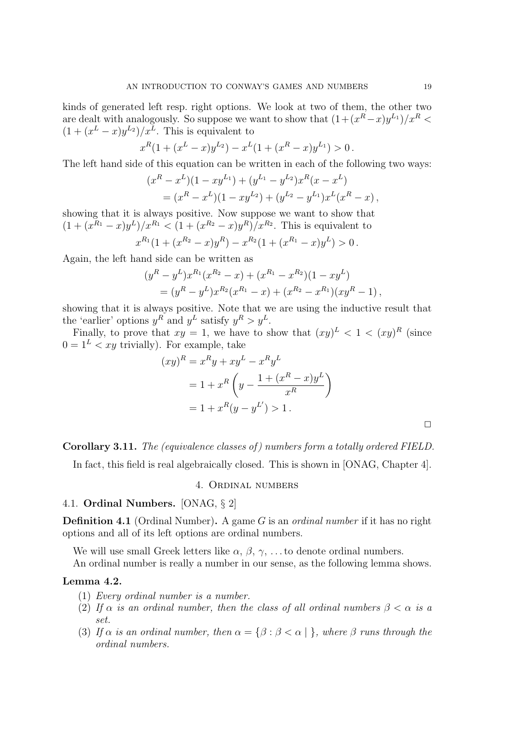kinds of generated left resp. right options. We look at two of them, the other two are dealt with analogously. So suppose we want to show that $(1+(x^R-x)y^{L_1})/x^R < (1+(x^L-x)y^{L_2})/x^L$. This is equivalent to

$$x^R(1+(x^L-x)y^{L_2}) - x^L(1+(x^R-x)y^{L_1}) > 0\,.$$

The left hand side of this equation can be written in each of the following two ways:

$$\begin{aligned}(x^R-x^L)&(1-xy^{L_1}) + (y^{L_1}-y^{L_2})x^R(x-x^L)\\ &= (x^R-x^L)(1-xy^{L_2}) + (y^{L_2}-y^{L_1})x^L(x^R-x)\,,\end{aligned}$$

showing that it is always positive. Now suppose we want to show that $(1+(x^{R_1}-x)y^L)/x^{R_1} < (1+(x^{R_2}-x)y^R)/x^{R_2}$. This is equivalent to

$$x^{R_1}(1+(x^{R_2}-x)y^R) - x^{R_2}(1+(x^{R_1}-x)y^L) > 0\,.$$

Again, the left hand side can be written as

$$\begin{aligned}(y^R-y^L)&x^{R_1}(x^{R_2}-x) + (x^{R_1}-x^{R_2})(1-xy^L)\\ &= (y^R-y^L)x^{R_2}(x^{R_1}-x) + (x^{R_2}-x^{R_1})(xy^R-1)\,,\end{aligned}$$

showing that it is always positive. Note that we are using the inductive result that the 'earlier' options $y^R$ and $y^L$ satisfy $y^R > y^L$.

Finally, to prove that $xy = 1$, we have to show that $(xy)^L < 1 < (xy)^R$ (since $0 = 1^L < xy$ trivially). For example, take

$$\begin{aligned}(xy)^R &= x^R y + xy^L - x^R y^L\\ &= 1 + x^R\left(y - \frac{1+(x^R-x)y^L}{x^R}\right)\\ &= 1 + x^R(y - y^{L'}) > 1\,.\end{aligned}$$

□

**Corollary 3.11.** *The (equivalence classes of) numbers form a totally ordered FIELD.*

In fact, this field is real algebraically closed. This is shown in [ONAG, Chapter 4].

## 4. Ordinal numbers

### 4.1. Ordinal Numbers. [ONAG, § 2]

**Definition 4.1** (Ordinal Number)**.** A game $G$ is an *ordinal number* if it has no right options and all of its left options are ordinal numbers.

We will use small Greek letters like $\alpha$, $\beta$, $\gamma$, … to denote ordinal numbers.

An ordinal number is really a number in our sense, as the following lemma shows.

**Lemma 4.2.**

1. *Every ordinal number is a number.*
2. *If $\alpha$ is an ordinal number, then the class of all ordinal numbers $\beta < \alpha$ is a set.*
3. *If $\alpha$ is an ordinal number, then $\alpha = \{\beta : \beta < \alpha \mid \}$, where $\beta$ runs through the ordinal numbers.*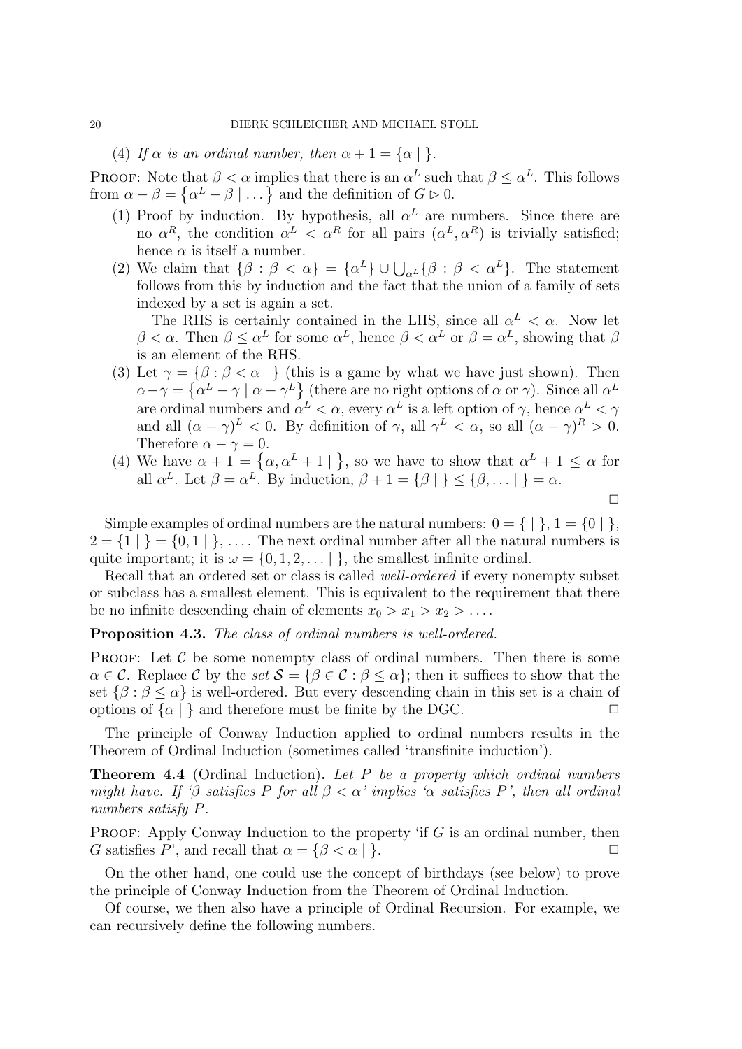(4) *If $\alpha$ is an ordinal number, then $\alpha + 1 = \{\alpha \mid \}$.*

Proof: Note that $\beta < \alpha$ implies that there is an $\alpha^L$ such that $\beta \leq \alpha^L$. This follows from $\alpha - \beta = \{\alpha^L - \beta \mid \dots\}$ and the definition of $G \rhd 0$.

1. Proof by induction. By hypothesis, all $\alpha^L$ are numbers. Since there are no $\alpha^R$, the condition $\alpha^L < \alpha^R$ for all pairs $(\alpha^L, \alpha^R)$ is trivially satisfied; hence $\alpha$ is itself a number.
2. We claim that $\{\beta : \beta < \alpha\} = \{\alpha^L\} \cup \bigcup_{\alpha^L} \{\beta : \beta < \alpha^L\}$. The statement follows from this by induction and the fact that the union of a family of sets indexed by a set is again a set.

   The RHS is certainly contained in the LHS, since all $\alpha^L < \alpha$. Now let $\beta < \alpha$. Then $\beta \leq \alpha^L$ for some $\alpha^L$, hence $\beta < \alpha^L$ or $\beta = \alpha^L$, showing that $\beta$ is an element of the RHS.
3. Let $\gamma = \{\beta : \beta < \alpha \mid \}$ (this is a game by what we have just shown). Then $\alpha - \gamma = \{\alpha^L - \gamma \mid \alpha - \gamma^L\}$ (there are no right options of $\alpha$ or $\gamma$). Since all $\alpha^L$ are ordinal numbers and $\alpha^L < \alpha$, every $\alpha^L$ is a left option of $\gamma$, hence $\alpha^L < \gamma$ and all $(\alpha - \gamma)^L < 0$. By definition of $\gamma$, all $\gamma^L < \alpha$, so all $(\alpha - \gamma)^R > 0$. Therefore $\alpha - \gamma = 0$.
4. We have $\alpha + 1 = \{\alpha, \alpha^L + 1 \mid \}$, so we have to show that $\alpha^L + 1 \leq \alpha$ for all $\alpha^L$. Let $\beta = \alpha^L$. By induction, $\beta + 1 = \{\beta \mid \} \leq \{\beta, \dots \mid \} = \alpha$.

□

Simple examples of ordinal numbers are the natural numbers: $0 = \{ \mid \}$, $1 = \{0 \mid \}$, $2 = \{1 \mid \} = \{0, 1 \mid \}$, .... The next ordinal number after all the natural numbers is quite important; it is $\omega = \{0, 1, 2, \dots \mid \}$, the smallest infinite ordinal.

Recall that an ordered set or class is called *well-ordered* if every nonempty subset or subclass has a smallest element. This is equivalent to the requirement that there be no infinite descending chain of elements $x_0 > x_1 > x_2 > \dots$.

**Proposition 4.3.** *The class of ordinal numbers is well-ordered.*

Proof: Let $\mathcal{C}$ be some nonempty class of ordinal numbers. Then there is some $\alpha \in \mathcal{C}$. Replace $\mathcal{C}$ by the *set* $\mathcal{S} = \{\beta \in \mathcal{C} : \beta \leq \alpha\}$; then it suffices to show that the set $\{\beta : \beta \leq \alpha\}$ is well-ordered. But every descending chain in this set is a chain of options of $\{\alpha \mid \}$ and therefore must be finite by the DGC. □

The principle of Conway Induction applied to ordinal numbers results in the Theorem of Ordinal Induction (sometimes called 'transfinite induction').

**Theorem 4.4** (Ordinal Induction)**.** *Let $P$ be a property which ordinal numbers might have. If '$\beta$ satisfies $P$ for all $\beta < \alpha$' implies '$\alpha$ satisfies $P$', then all ordinal numbers satisfy $P$.*

Proof: Apply Conway Induction to the property 'if $G$ is an ordinal number, then $G$ satisfies $P$', and recall that $\alpha = \{\beta < \alpha \mid \}$. □

On the other hand, one could use the concept of birthdays (see below) to prove the principle of Conway Induction from the Theorem of Ordinal Induction.

Of course, we then also have a principle of Ordinal Recursion. For example, we can recursively define the following numbers.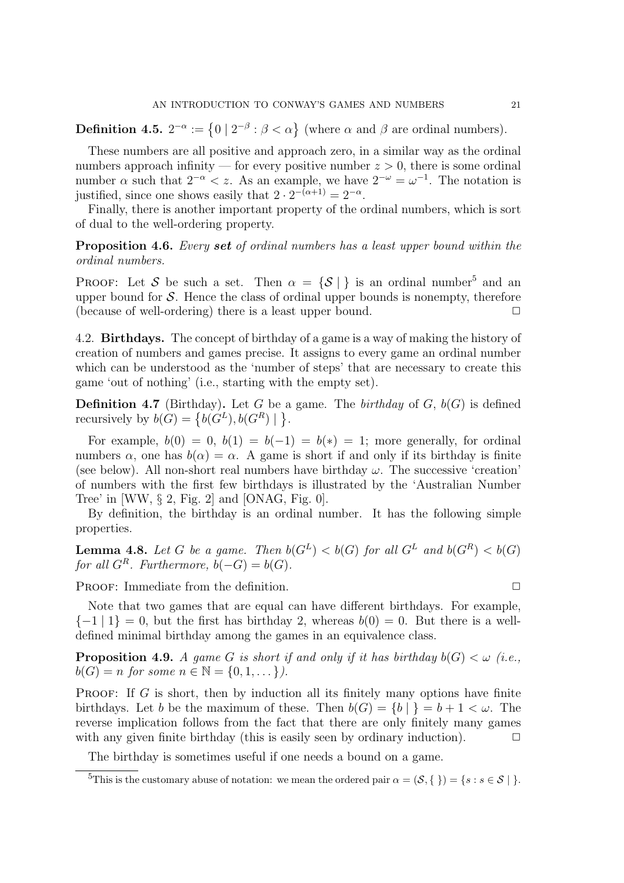**Definition 4.5.** $2^{-\alpha} := \{0 \mid 2^{-\beta} : \beta < \alpha\}$ (where $\alpha$ and $\beta$ are ordinal numbers).

These numbers are all positive and approach zero, in a similar way as the ordinal numbers approach infinity — for every positive number $z > 0$, there is some ordinal number $\alpha$ such that $2^{-\alpha} < z$. As an example, we have $2^{-\omega} = \omega^{-1}$. The notation is justified, since one shows easily that $2 \cdot 2^{-(\alpha+1)} = 2^{-\alpha}$.

Finally, there is another important property of the ordinal numbers, which is sort of dual to the well-ordering property.

**Proposition 4.6.** *Every **set** of ordinal numbers has a least upper bound within the ordinal numbers.*

Proof: Let $\mathcal{S}$ be such a set. Then $\alpha = \{\mathcal{S} \mid \}$ is an ordinal number[5] and an upper bound for $\mathcal{S}$. Hence the class of ordinal upper bounds is nonempty, therefore (because of well-ordering) there is a least upper bound. $\square$

4.2. **Birthdays.** The concept of birthday of a game is a way of making the history of creation of numbers and games precise. It assigns to every game an ordinal number which can be understood as the 'number of steps' that are necessary to create this game 'out of nothing' (i.e., starting with the empty set).

**Definition 4.7** (Birthday)**.** Let $G$ be a game. The *birthday* of $G$, $b(G)$ is defined recursively by $b(G) = \{b(G^L), b(G^R) \mid \}$.

For example, $b(0) = 0$, $b(1) = b(-1) = b(*) = 1$; more generally, for ordinal numbers $\alpha$, one has $b(\alpha) = \alpha$. A game is short if and only if its birthday is finite (see below). All non-short real numbers have birthday $\omega$. The successive 'creation' of numbers with the first few birthdays is illustrated by the 'Australian Number Tree' in [WW, § 2, Fig. 2] and [ONAG, Fig. 0].

By definition, the birthday is an ordinal number. It has the following simple properties.

**Lemma 4.8.** *Let $G$ be a game. Then $b(G^L) < b(G)$ for all $G^L$ and $b(G^R) < b(G)$ for all $G^R$. Furthermore, $b(-G) = b(G)$.*

Proof: Immediate from the definition. $\square$

Note that two games that are equal can have different birthdays. For example, $\{-1 \mid 1\} = 0$, but the first has birthday 2, whereas $b(0) = 0$. But there is a well-defined minimal birthday among the games in an equivalence class.

**Proposition 4.9.** *A game $G$ is short if and only if it has birthday $b(G) < \omega$ (i.e., $b(G) = n$ for some $n \in \mathbb{N} = \{0, 1, \dots\}$).*

Proof: If $G$ is short, then by induction all its finitely many options have finite birthdays. Let $b$ be the maximum of these. Then $b(G) = \{b \mid \} = b + 1 < \omega$. The reverse implication follows from the fact that there are only finitely many games with any given finite birthday (this is easily seen by ordinary induction). $\square$

The birthday is sometimes useful if one needs a bound on a game.

[5] This is the customary abuse of notation: we mean the ordered pair $\alpha = (\mathcal{S}, \{\ \}) = \{s : s \in \mathcal{S} \mid \}$.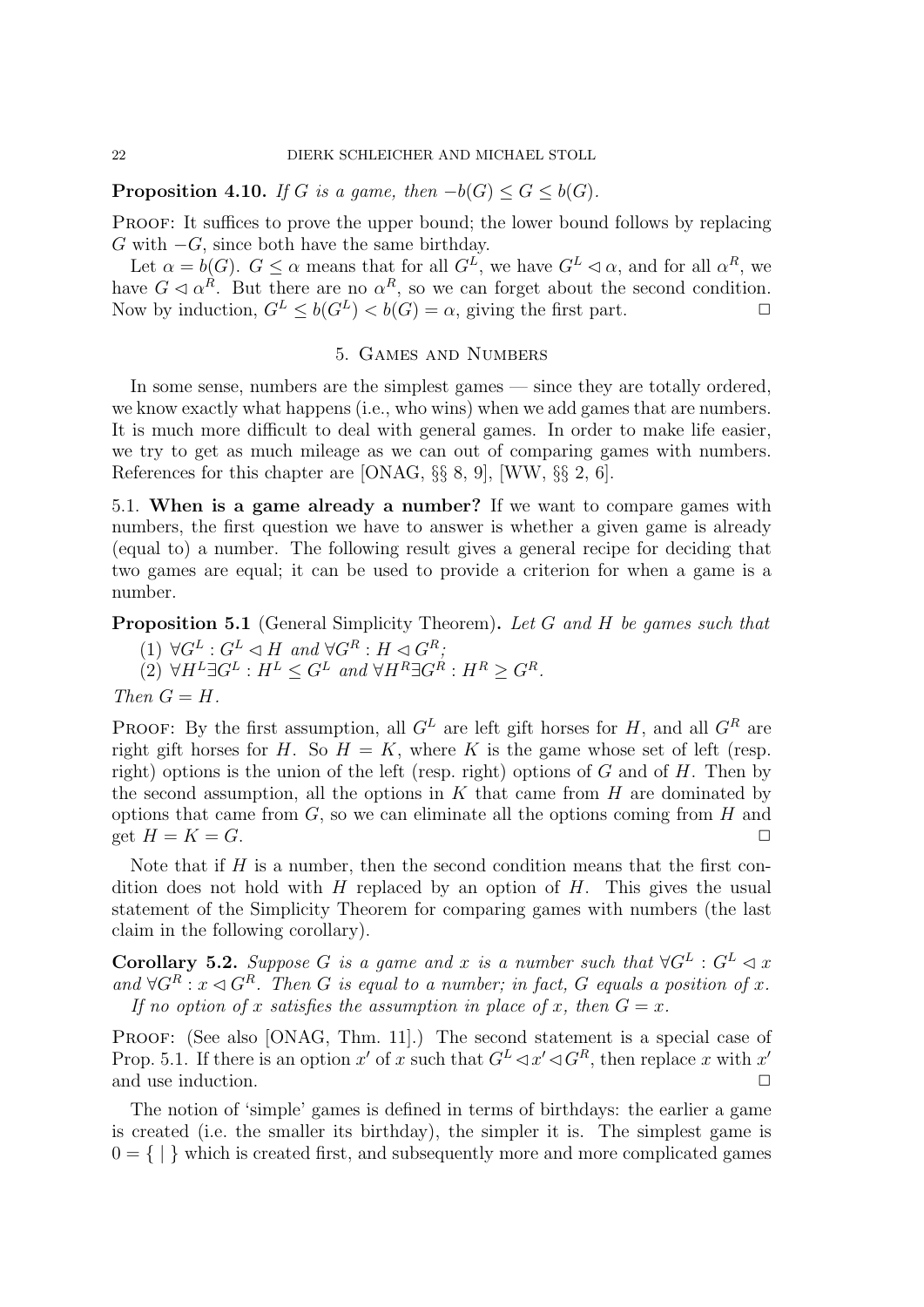**Proposition 4.10.** *If $G$ is a game, then $-b(G) \le G \le b(G)$.*

Proof: It suffices to prove the upper bound; the lower bound follows by replacing $G$ with $-G$, since both have the same birthday.

Let $\alpha = b(G)$. $G \le \alpha$ means that for all $G^L$, we have $G^L \lhd \alpha$, and for all $\alpha^R$, we have $G \lhd \alpha^R$. But there are no $\alpha^R$, so we can forget about the second condition. Now by induction, $G^L \le b(G^L) < b(G) = \alpha$, giving the first part. □

## 5. Games and Numbers

In some sense, numbers are the simplest games — since they are totally ordered, we know exactly what happens (i.e., who wins) when we add games that are numbers. It is much more difficult to deal with general games. In order to make life easier, we try to get as much mileage as we can out of comparing games with numbers. References for this chapter are [ONAG, §§ 8, 9], [WW, §§ 2, 6].

### 5.1. When is a game already a number?

If we want to compare games with numbers, the first question we have to answer is whether a given game is already (equal to) a number. The following result gives a general recipe for deciding that two games are equal; it can be used to provide a criterion for when a game is a number.

**Proposition 5.1** (General Simplicity Theorem)**.** *Let $G$ and $H$ be games such that*

(1) $\forall G^L : G^L \lhd H$ *and* $\forall G^R : H \lhd G^R$*;*
(2) $\forall H^L \exists G^L : H^L \le G^L$ *and* $\forall H^R \exists G^R : H^R \ge G^R$*.*

*Then $G = H$.*

Proof: By the first assumption, all $G^L$ are left gift horses for $H$, and all $G^R$ are right gift horses for $H$. So $H = K$, where $K$ is the game whose set of left (resp. right) options is the union of the left (resp. right) options of $G$ and of $H$. Then by the second assumption, all the options in $K$ that came from $H$ are dominated by options that came from $G$, so we can eliminate all the options coming from $H$ and get $H = K = G$. □

Note that if $H$ is a number, then the second condition means that the first condition does not hold with $H$ replaced by an option of $H$. This gives the usual statement of the Simplicity Theorem for comparing games with numbers (the last claim in the following corollary).

**Corollary 5.2.** *Suppose $G$ is a game and $x$ is a number such that $\forall G^L : G^L \lhd x$ and $\forall G^R : x \lhd G^R$. Then $G$ is equal to a number; in fact, $G$ equals a position of $x$.*

*If no option of $x$ satisfies the assumption in place of $x$, then $G = x$.*

Proof: (See also [ONAG, Thm. 11].) The second statement is a special case of Prop. 5.1. If there is an option $x'$ of $x$ such that $G^L \lhd x' \lhd G^R$, then replace $x$ with $x'$ and use induction. □

The notion of 'simple' games is defined in terms of birthdays: the earlier a game is created (i.e. the smaller its birthday), the simpler it is. The simplest game is $0 = \{ \mid \}$ which is created first, and subsequently more and more complicated games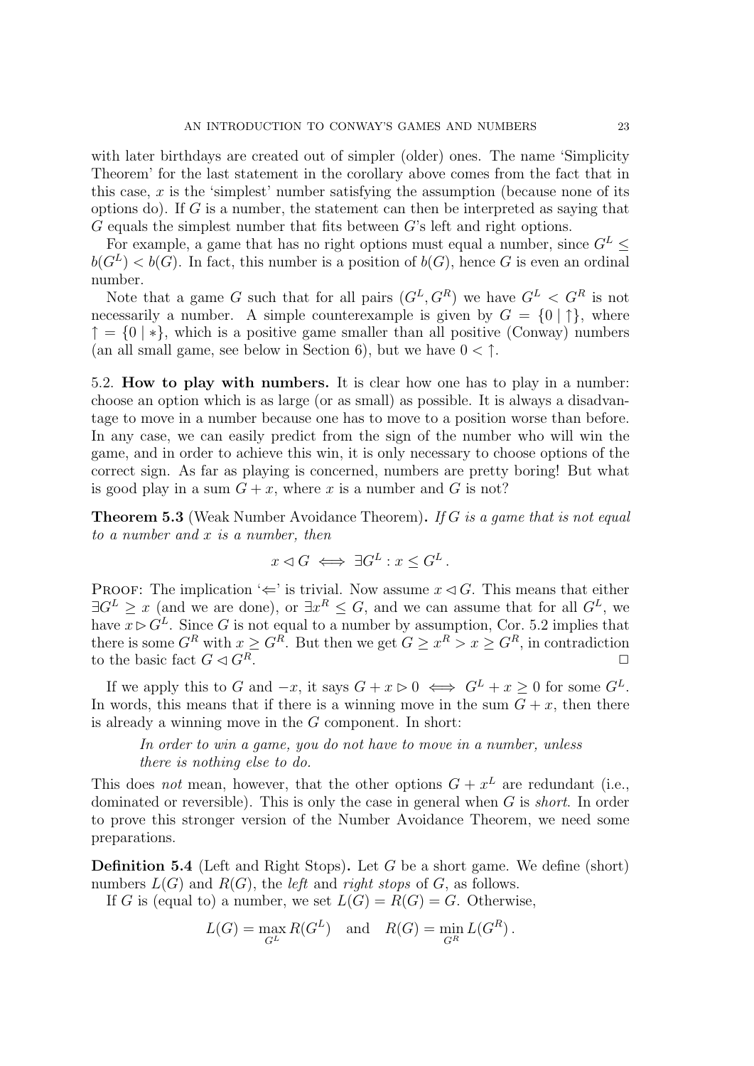with later birthdays are created out of simpler (older) ones. The name 'Simplicity Theorem' for the last statement in the corollary above comes from the fact that in this case, $x$ is the 'simplest' number satisfying the assumption (because none of its options do). If $G$ is a number, the statement can then be interpreted as saying that $G$ equals the simplest number that fits between $G$'s left and right options.

For example, a game that has no right options must equal a number, since $G^L \leq b(G^L) < b(G)$. In fact, this number is a position of $b(G)$, hence $G$ is even an ordinal number.

Note that a game $G$ such that for all pairs $(G^L, G^R)$ we have $G^L < G^R$ is not necessarily a number. A simple counterexample is given by $G = \{0 \mid \uparrow\}$, where $\uparrow = \{0 \mid *\}$, which is a positive game smaller than all positive (Conway) numbers (an all small game, see below in Section 6), but we have $0 < \uparrow$.

## 5.2. How to play with numbers.

It is clear how one has to play in a number: choose an option which is as large (or as small) as possible. It is always a disadvantage to move in a number because one has to move to a position worse than before. In any case, we can easily predict from the sign of the number who will win the game, and in order to achieve this win, it is only necessary to choose options of the correct sign. As far as playing is concerned, numbers are pretty boring! But what is good play in a sum $G + x$, where $x$ is a number and $G$ is not?

**Theorem 5.3** (Weak Number Avoidance Theorem)**.** *If $G$ is a game that is not equal to a number and $x$ is a number, then*

$$x \lhd G \iff \exists G^L : x \leq G^L \,.$$

Proof: The implication '$\Leftarrow$' is trivial. Now assume $x \lhd G$. This means that either $\exists G^L \geq x$ (and we are done), or $\exists x^R \leq G$, and we can assume that for all $G^L$, we have $x \rhd G^L$. Since $G$ is not equal to a number by assumption, Cor. 5.2 implies that there is some $G^R$ with $x \geq G^R$. But then we get $G \geq x^R > x \geq G^R$, in contradiction to the basic fact $G \lhd G^R$. □

If we apply this to $G$ and $-x$, it says $G + x \rhd 0 \iff G^L + x \geq 0$ for some $G^L$. In words, this means that if there is a winning move in the sum $G + x$, then there is already a winning move in the $G$ component. In short:

> *In order to win a game, you do not have to move in a number, unless there is nothing else to do.*

This does *not* mean, however, that the other options $G + x^L$ are redundant (i.e., dominated or reversible). This is only the case in general when $G$ is *short*. In order to prove this stronger version of the Number Avoidance Theorem, we need some preparations.

**Definition 5.4** (Left and Right Stops)**.** Let $G$ be a short game. We define (short) numbers $L(G)$ and $R(G)$, the *left* and *right stops* of $G$, as follows.

If $G$ is (equal to) a number, we set $L(G) = R(G) = G$. Otherwise,

$$L(G) = \max_{G^L} R(G^L) \quad \text{and} \quad R(G) = \min_{G^R} L(G^R) \,.$$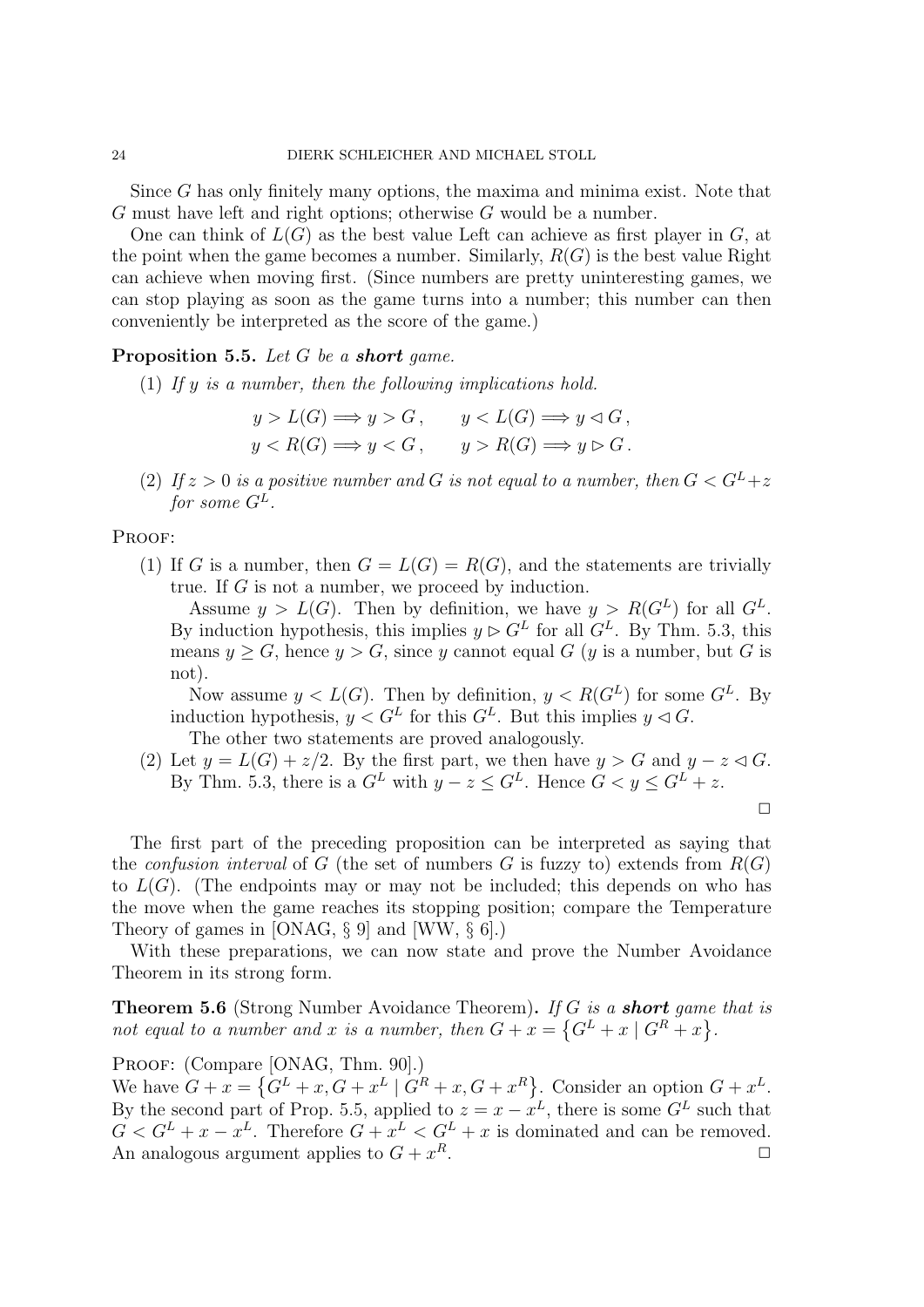Since $G$ has only finitely many options, the maxima and minima exist. Note that $G$ must have left and right options; otherwise $G$ would be a number.

One can think of $L(G)$ as the best value Left can achieve as first player in $G$, at the point when the game becomes a number. Similarly, $R(G)$ is the best value Right can achieve when moving first. (Since numbers are pretty uninteresting games, we can stop playing as soon as the game turns into a number; this number can then conveniently be interpreted as the score of the game.)

**Proposition 5.5.** *Let $G$ be a **short** game.*

(1) *If $y$ is a number, then the following implications hold.*

$$y > L(G) \Longrightarrow y > G\,, \qquad y < L(G) \Longrightarrow y \lhd G\,,$$
$$y < R(G) \Longrightarrow y < G\,, \qquad y > R(G) \Longrightarrow y \rhd G\,.$$

(2) *If $z > 0$ is a positive number and $G$ is not equal to a number, then $G < G^L + z$ for some $G^L$.*

Proof:

(1) If $G$ is a number, then $G = L(G) = R(G)$, and the statements are trivially true. If $G$ is not a number, we proceed by induction.

Assume $y > L(G)$. Then by definition, we have $y > R(G^L)$ for all $G^L$. By induction hypothesis, this implies $y \rhd G^L$ for all $G^L$. By Thm. 5.3, this means $y \geq G$, hence $y > G$, since $y$ cannot equal $G$ ($y$ is a number, but $G$ is not).

Now assume $y < L(G)$. Then by definition, $y < R(G^L)$ for some $G^L$. By induction hypothesis, $y < G^L$ for this $G^L$. But this implies $y \lhd G$.

The other two statements are proved analogously.

(2) Let $y = L(G) + z/2$. By the first part, we then have $y > G$ and $y - z \lhd G$. By Thm. 5.3, there is a $G^L$ with $y - z \leq G^L$. Hence $G < y \leq G^L + z$.

$\square$

The first part of the preceding proposition can be interpreted as saying that the *confusion interval* of $G$ (the set of numbers $G$ is fuzzy to) extends from $R(G)$ to $L(G)$. (The endpoints may or may not be included; this depends on who has the move when the game reaches its stopping position; compare the Temperature Theory of games in [ONAG, § 9] and [WW, § 6].)

With these preparations, we can now state and prove the Number Avoidance Theorem in its strong form.

**Theorem 5.6** (Strong Number Avoidance Theorem)**.** *If $G$ is a **short** game that is not equal to a number and $x$ is a number, then $G + x = \{G^L + x \mid G^R + x\}$.*

Proof: (Compare [ONAG, Thm. 90].)
We have $G + x = \{G^L + x, G + x^L \mid G^R + x, G + x^R\}$. Consider an option $G + x^L$. By the second part of Prop. 5.5, applied to $z = x - x^L$, there is some $G^L$ such that $G < G^L + x - x^L$. Therefore $G + x^L < G^L + x$ is dominated and can be removed. An analogous argument applies to $G + x^R$. $\square$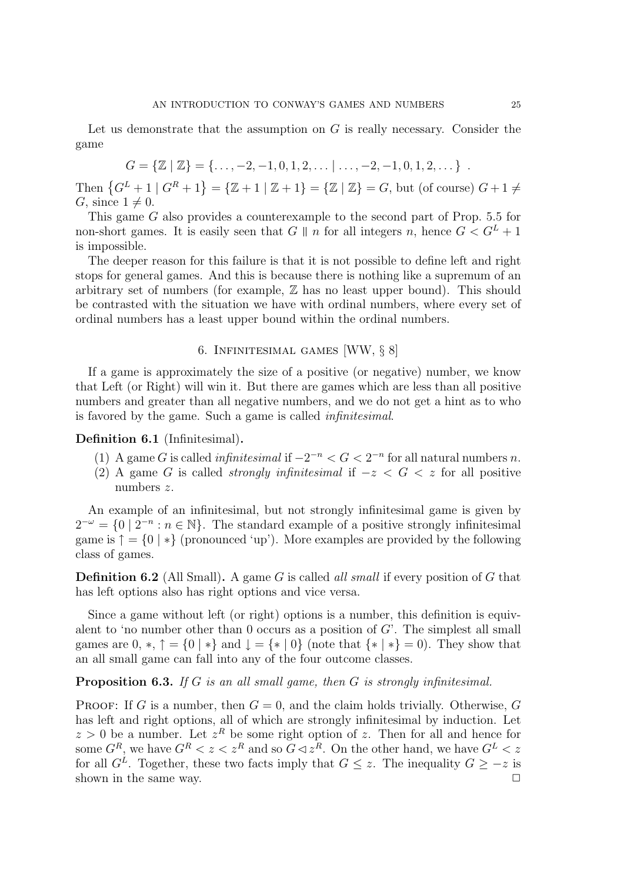Let us demonstrate that the assumption on $G$ is really necessary. Consider the game

$$G = \{\mathbb{Z} \mid \mathbb{Z}\} = \{\dots, -2, -1, 0, 1, 2, \dots \mid \dots, -2, -1, 0, 1, 2, \dots\} \ .$$

Then $\left\{G^L + 1 \mid G^R + 1\right\} = \{\mathbb{Z} + 1 \mid \mathbb{Z} + 1\} = \{\mathbb{Z} \mid \mathbb{Z}\} = G$, but (of course) $G + 1 \neq G$, since $1 \neq 0$.

This game $G$ also provides a counterexample to the second part of Prop. 5.5 for non-short games. It is easily seen that $G \parallel n$ for all integers $n$, hence $G < G^L + 1$ is impossible.

The deeper reason for this failure is that it is not possible to define left and right stops for general games. And this is because there is nothing like a supremum of an arbitrary set of numbers (for example, $\mathbb{Z}$ has no least upper bound). This should be contrasted with the situation we have with ordinal numbers, where every set of ordinal numbers has a least upper bound within the ordinal numbers.

## 6. Infinitesimal games [WW, § 8]

If a game is approximately the size of a positive (or negative) number, we know that Left (or Right) will win it. But there are games which are less than all positive numbers and greater than all negative numbers, and we do not get a hint as to who is favored by the game. Such a game is called *infinitesimal*.

**Definition 6.1** (Infinitesimal)**.**

1. A game $G$ is called *infinitesimal* if $-2^{-n} < G < 2^{-n}$ for all natural numbers $n$.
2. A game $G$ is called *strongly infinitesimal* if $-z < G < z$ for all positive numbers $z$.

An example of an infinitesimal, but not strongly infinitesimal game is given by $2^{-\omega} = \{0 \mid 2^{-n} : n \in \mathbb{N}\}$. The standard example of a positive strongly infinitesimal game is $\uparrow = \{0 \mid *\}$ (pronounced 'up'). More examples are provided by the following class of games.

**Definition 6.2** (All Small)**.** A game $G$ is called *all small* if every position of $G$ that has left options also has right options and vice versa.

Since a game without left (or right) options is a number, this definition is equivalent to 'no number other than 0 occurs as a position of $G$'. The simplest all small games are $0$, $*$, $\uparrow = \{0 \mid *\}$ and $\downarrow = \{* \mid 0\}$ (note that $\{* \mid *\} = 0$). They show that an all small game can fall into any of the four outcome classes.

**Proposition 6.3.** *If $G$ is an all small game, then $G$ is strongly infinitesimal.*

Proof: If $G$ is a number, then $G = 0$, and the claim holds trivially. Otherwise, $G$ has left and right options, all of which are strongly infinitesimal by induction. Let $z > 0$ be a number. Let $z^R$ be some right option of $z$. Then for all and hence for some $G^R$, we have $G^R < z < z^R$ and so $G \lhd z^R$. On the other hand, we have $G^L < z$ for all $G^L$. Together, these two facts imply that $G \leq z$. The inequality $G \geq -z$ is shown in the same way. □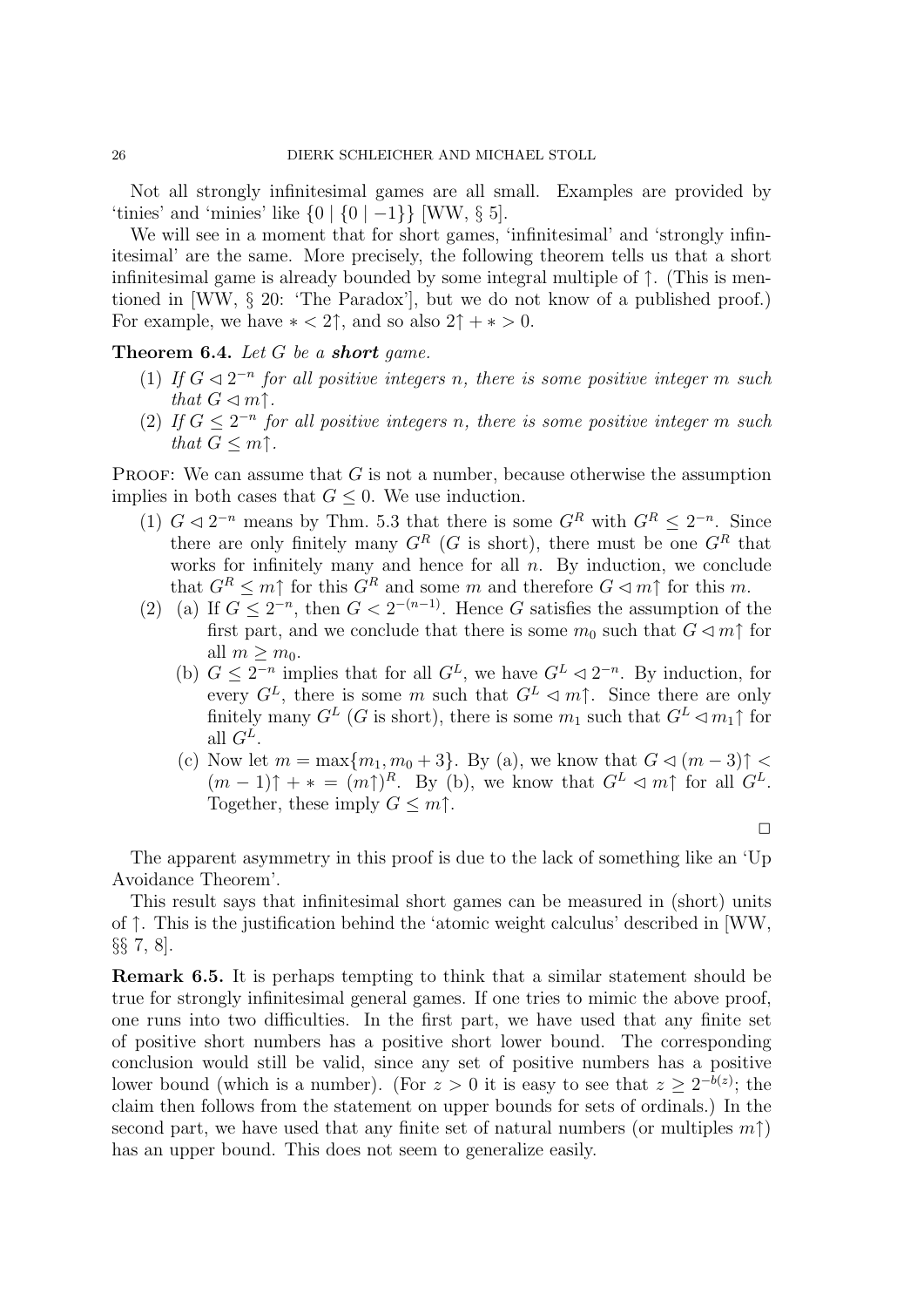Not all strongly infinitesimal games are all small. Examples are provided by 'tinies' and 'minies' like $\{0 \mid \{0 \mid -1\}\}$ [WW, § 5].

We will see in a moment that for short games, 'infinitesimal' and 'strongly infinitesimal' are the same. More precisely, the following theorem tells us that a short infinitesimal game is already bounded by some integral multiple of $\uparrow$. (This is mentioned in [WW, § 20: 'The Paradox'], but we do not know of a published proof.) For example, we have $* < 2\uparrow$, and so also $2\uparrow + * > 0$.

**Theorem 6.4.** *Let $G$ be a **short** game.*

1. *If $G \lhd 2^{-n}$ for all positive integers $n$, there is some positive integer $m$ such that $G \lhd m\uparrow$.*
2. *If $G \leq 2^{-n}$ for all positive integers $n$, there is some positive integer $m$ such that $G \leq m\uparrow$.*

Proof: We can assume that $G$ is not a number, because otherwise the assumption implies in both cases that $G \leq 0$. We use induction.

1. $G \lhd 2^{-n}$ means by Thm. 5.3 that there is some $G^R$ with $G^R \leq 2^{-n}$. Since there are only finitely many $G^R$ ($G$ is short), there must be one $G^R$ that works for infinitely many and hence for all $n$. By induction, we conclude that $G^R \leq m\uparrow$ for this $G^R$ and some $m$ and therefore $G \lhd m\uparrow$ for this $m$.
2. (a) If $G \leq 2^{-n}$, then $G < 2^{-(n-1)}$. Hence $G$ satisfies the assumption of the first part, and we conclude that there is some $m_0$ such that $G \lhd m\uparrow$ for all $m \geq m_0$.
   (b) $G \leq 2^{-n}$ implies that for all $G^L$, we have $G^L \lhd 2^{-n}$. By induction, for every $G^L$, there is some $m$ such that $G^L \lhd m\uparrow$. Since there are only finitely many $G^L$ ($G$ is short), there is some $m_1$ such that $G^L \lhd m_1\uparrow$ for all $G^L$.
   (c) Now let $m = \max\{m_1, m_0 + 3\}$. By (a), we know that $G \lhd (m-3)\uparrow < (m-1)\uparrow + * = (m\uparrow)^R$. By (b), we know that $G^L \lhd m\uparrow$ for all $G^L$. Together, these imply $G \leq m\uparrow$.

□

The apparent asymmetry in this proof is due to the lack of something like an 'Up Avoidance Theorem'.

This result says that infinitesimal short games can be measured in (short) units of $\uparrow$. This is the justification behind the 'atomic weight calculus' described in [WW, §§ 7, 8].

**Remark 6.5.** It is perhaps tempting to think that a similar statement should be true for strongly infinitesimal general games. If one tries to mimic the above proof, one runs into two difficulties. In the first part, we have used that any finite set of positive short numbers has a positive short lower bound. The corresponding conclusion would still be valid, since any set of positive numbers has a positive lower bound (which is a number). (For $z > 0$ it is easy to see that $z \geq 2^{-b(z)}$; the claim then follows from the statement on upper bounds for sets of ordinals.) In the second part, we have used that any finite set of natural numbers (or multiples $m\uparrow$) has an upper bound. This does not seem to generalize easily.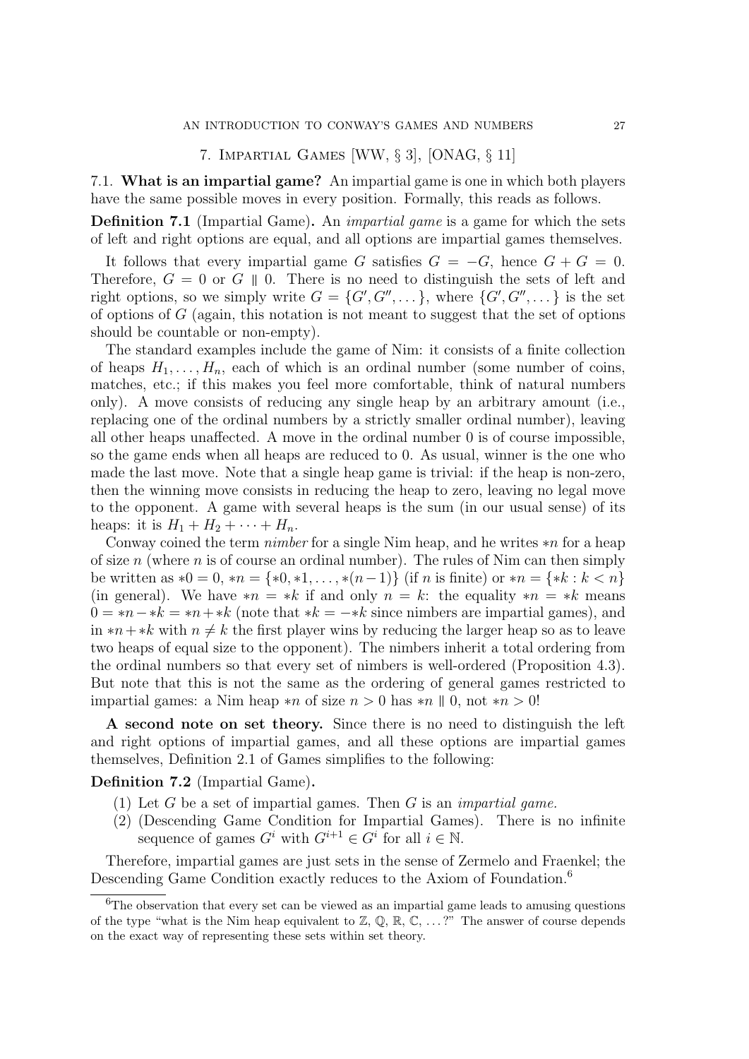## 7. Impartial Games [WW, § 3], [ONAG, § 11]

### 7.1. What is an impartial game?

An impartial game is one in which both players have the same possible moves in every position. Formally, this reads as follows.

**Definition 7.1** (Impartial Game)**.** An *impartial game* is a game for which the sets of left and right options are equal, and all options are impartial games themselves.

It follows that every impartial game $G$ satisfies $G = -G$, hence $G + G = 0$. Therefore, $G = 0$ or $G \parallel 0$. There is no need to distinguish the sets of left and right options, so we simply write $G = \{G', G'', \dots\}$, where $\{G', G'', \dots\}$ is the set of options of $G$ (again, this notation is not meant to suggest that the set of options should be countable or non-empty).

The standard examples include the game of Nim: it consists of a finite collection of heaps $H_1, \dots, H_n$, each of which is an ordinal number (some number of coins, matches, etc.; if this makes you feel more comfortable, think of natural numbers only). A move consists of reducing any single heap by an arbitrary amount (i.e., replacing one of the ordinal numbers by a strictly smaller ordinal number), leaving all other heaps unaffected. A move in the ordinal number 0 is of course impossible, so the game ends when all heaps are reduced to 0. As usual, winner is the one who made the last move. Note that a single heap game is trivial: if the heap is non-zero, then the winning move consists in reducing the heap to zero, leaving no legal move to the opponent. A game with several heaps is the sum (in our usual sense) of its heaps: it is $H_1 + H_2 + \cdots + H_n$.

Conway coined the term *nimber* for a single Nim heap, and he writes $*n$ for a heap of size $n$ (where $n$ is of course an ordinal number). The rules of Nim can then simply be written as $*0 = 0$, $*n = \{*0, *1, \dots, *(n-1)\}$ (if $n$ is finite) or $*n = \{*k : k < n\}$ (in general). We have $*n = *k$ if and only $n = k$: the equality $*n = *k$ means $0 = *n - *k = *n + *k$ (note that $*k = -*k$ since nimbers are impartial games), and in $*n + *k$ with $n \neq k$ the first player wins by reducing the larger heap so as to leave two heaps of equal size to the opponent). The nimbers inherit a total ordering from the ordinal numbers so that every set of nimbers is well-ordered (Proposition 4.3). But note that this is not the same as the ordering of general games restricted to impartial games: a Nim heap $*n$ of size $n > 0$ has $*n \parallel 0$, not $*n > 0$!

**A second note on set theory.** Since there is no need to distinguish the left and right options of impartial games, and all these options are impartial games themselves, Definition 2.1 of Games simplifies to the following:

**Definition 7.2** (Impartial Game)**.**

1. Let $G$ be a set of impartial games. Then $G$ is an *impartial game*.
2. (Descending Game Condition for Impartial Games). There is no infinite sequence of games $G^i$ with $G^{i+1} \in G^i$ for all $i \in \mathbb{N}$.

Therefore, impartial games are just sets in the sense of Zermelo and Fraenkel; the Descending Game Condition exactly reduces to the Axiom of Foundation.[6]

---

[6] The observation that every set can be viewed as an impartial game leads to amusing questions of the type "what is the Nim heap equivalent to $\mathbb{Z}$, $\mathbb{Q}$, $\mathbb{R}$, $\mathbb{C}$, ...?" The answer of course depends on the exact way of representing these sets within set theory.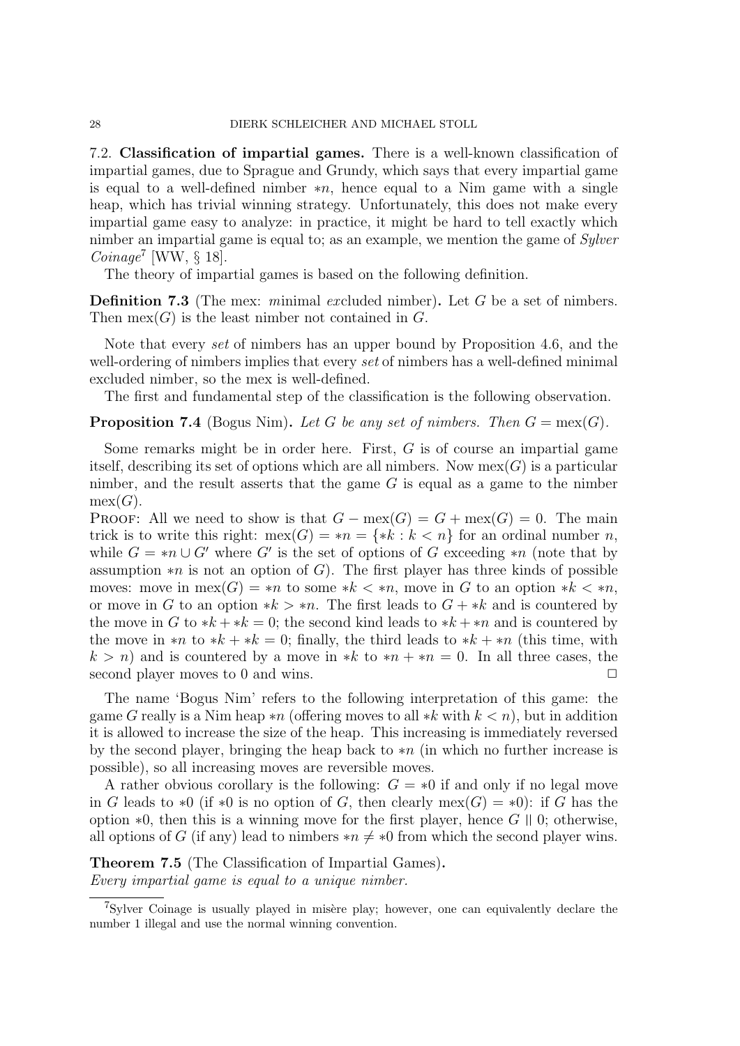7.2. **Classification of impartial games.** There is a well-known classification of impartial games, due to Sprague and Grundy, which says that every impartial game is equal to a well-defined nimber $*n$, hence equal to a Nim game with a single heap, which has trivial winning strategy. Unfortunately, this does not make every impartial game easy to analyze: in practice, it might be hard to tell exactly which nimber an impartial game is equal to; as an example, we mention the game of *Sylver Coinage*[7] [WW, § 18].

The theory of impartial games is based on the following definition.

**Definition 7.3** (The mex: *m*inimal *ex*cluded nimber)**.** Let $G$ be a set of nimbers. Then $\text{mex}(G)$ is the least nimber not contained in $G$.

Note that every *set* of nimbers has an upper bound by Proposition 4.6, and the well-ordering of nimbers implies that every *set* of nimbers has a well-defined minimal excluded nimber, so the mex is well-defined.

The first and fundamental step of the classification is the following observation.

**Proposition 7.4** (Bogus Nim)**.** *Let $G$ be any set of nimbers. Then $G = \text{mex}(G)$.*

Some remarks might be in order here. First, $G$ is of course an impartial game itself, describing its set of options which are all nimbers. Now $\text{mex}(G)$ is a particular nimber, and the result asserts that the game $G$ is equal as a game to the nimber $\text{mex}(G)$.

Proof: All we need to show is that $G - \text{mex}(G) = G + \text{mex}(G) = 0$. The main trick is to write this right: $\text{mex}(G) = *n = \{*k : k < n\}$ for an ordinal number $n$, while $G = *n \cup G'$ where $G'$ is the set of options of $G$ exceeding $*n$ (note that by assumption $*n$ is not an option of $G$). The first player has three kinds of possible moves: move in $\text{mex}(G) = *n$ to some $*k < *n$, move in $G$ to an option $*k < *n$, or move in $G$ to an option $*k > *n$. The first leads to $G + *k$ and is countered by the move in $G$ to $*k + *k = 0$; the second kind leads to $*k + *n$ and is countered by the move in $*n$ to $*k + *k = 0$; finally, the third leads to $*k + *n$ (this time, with $k > n$) and is countered by a move in $*k$ to $*n + *n = 0$. In all three cases, the second player moves to 0 and wins. □

The name 'Bogus Nim' refers to the following interpretation of this game: the game $G$ really is a Nim heap $*n$ (offering moves to all $*k$ with $k < n$), but in addition it is allowed to increase the size of the heap. This increasing is immediately reversed by the second player, bringing the heap back to $*n$ (in which no further increase is possible), so all increasing moves are reversible moves.

A rather obvious corollary is the following: $G = *0$ if and only if no legal move in $G$ leads to $*0$ (if $*0$ is no option of $G$, then clearly $\text{mex}(G) = *0$): if $G$ has the option $*0$, then this is a winning move for the first player, hence $G \parallel 0$; otherwise, all options of $G$ (if any) lead to nimbers $*n \neq *0$ from which the second player wins.

**Theorem 7.5** (The Classification of Impartial Games)**.**
*Every impartial game is equal to a unique nimber.*

[7] Sylver Coinage is usually played in misère play; however, one can equivalently declare the number 1 illegal and use the normal winning convention.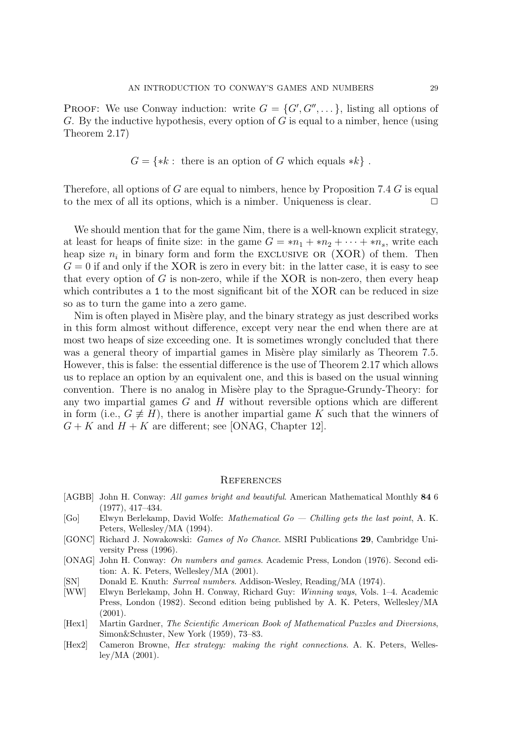PROOF: We use Conway induction: write $G = \{G', G'', \dots\}$, listing all options of $G$. By the inductive hypothesis, every option of $G$ is equal to a nimber, hence (using Theorem 2.17)

$$G = \{*k : \text{ there is an option of } G \text{ which equals } *k\} \ .$$

Therefore, all options of $G$ are equal to nimbers, hence by Proposition 7.4 $G$ is equal to the mex of all its options, which is a nimber. Uniqueness is clear. $\square$

We should mention that for the game Nim, there is a well-known explicit strategy, at least for heaps of finite size: in the game $G = *n_1 + *n_2 + \cdots + *n_s$, write each heap size $n_i$ in binary form and form the EXCLUSIVE OR (XOR) of them. Then $G = 0$ if and only if the XOR is zero in every bit: in the latter case, it is easy to see that every option of $G$ is non-zero, while if the XOR is non-zero, then every heap which contributes a `1` to the most significant bit of the XOR can be reduced in size so as to turn the game into a zero game.

Nim is often played in Misère play, and the binary strategy as just described works in this form almost without difference, except very near the end when there are at most two heaps of size exceeding one. It is sometimes wrongly concluded that there was a general theory of impartial games in Misère play similarly as Theorem 7.5. However, this is false: the essential difference is the use of Theorem 2.17 which allows us to replace an option by an equivalent one, and this is based on the usual winning convention. There is no analog in Misère play to the Sprague-Grundy-Theory: for any two impartial games $G$ and $H$ without reversible options which are different in form (i.e., $G \not\equiv H$), there is another impartial game $K$ such that the winners of $G + K$ and $H + K$ are different; see [ONAG, Chapter 12].

## References

- [AGBB] John H. Conway: *All games bright and beautiful*. American Mathematical Monthly **84** 6 (1977), 417–434.
- [Go] Elwyn Berlekamp, David Wolfe: *Mathematical Go — Chilling gets the last point*, A. K. Peters, Wellesley/MA (1994).
- [GONC] Richard J. Nowakowski: *Games of No Chance*. MSRI Publications **29**, Cambridge University Press (1996).
- [ONAG] John H. Conway: *On numbers and games*. Academic Press, London (1976). Second edition: A. K. Peters, Wellesley/MA (2001).
- [SN] Donald E. Knuth: *Surreal numbers*. Addison-Wesley, Reading/MA (1974).
- [WW] Elwyn Berlekamp, John H. Conway, Richard Guy: *Winning ways*, Vols. 1–4. Academic Press, London (1982). Second edition being published by A. K. Peters, Wellesley/MA (2001).
- [Hex1] Martin Gardner, *The Scientific American Book of Mathematical Puzzles and Diversions*, Simon&Schuster, New York (1959), 73–83.
- [Hex2] Cameron Browne, *Hex strategy: making the right connections*. A. K. Peters, Wellesley/MA (2001).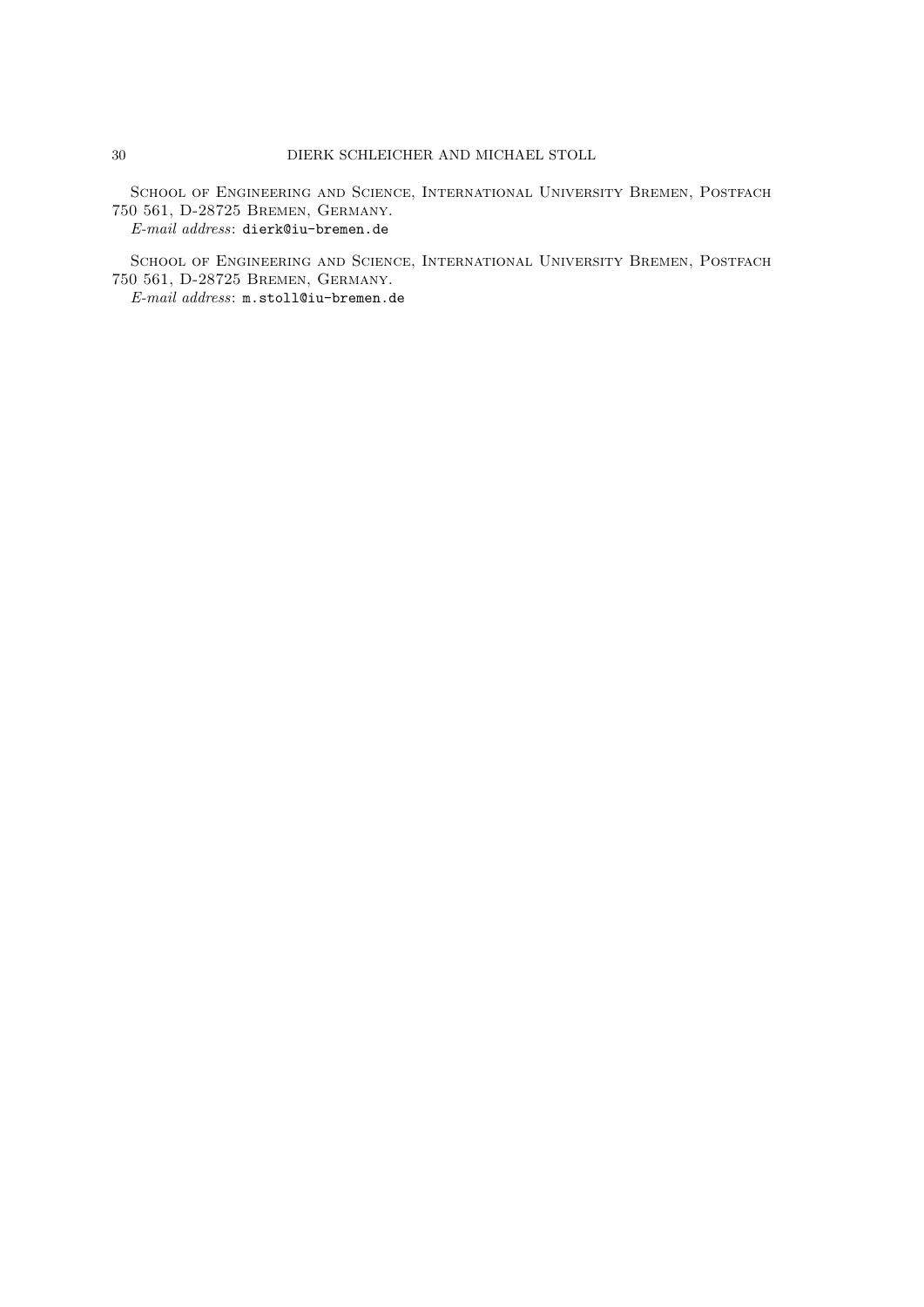School of Engineering and Science, International University Bremen, Postfach 750 561, D-28725 Bremen, Germany.
*E-mail address*: `dierk@iu-bremen.de`

School of Engineering and Science, International University Bremen, Postfach 750 561, D-28725 Bremen, Germany.
*E-mail address*: `m.stoll@iu-bremen.de`